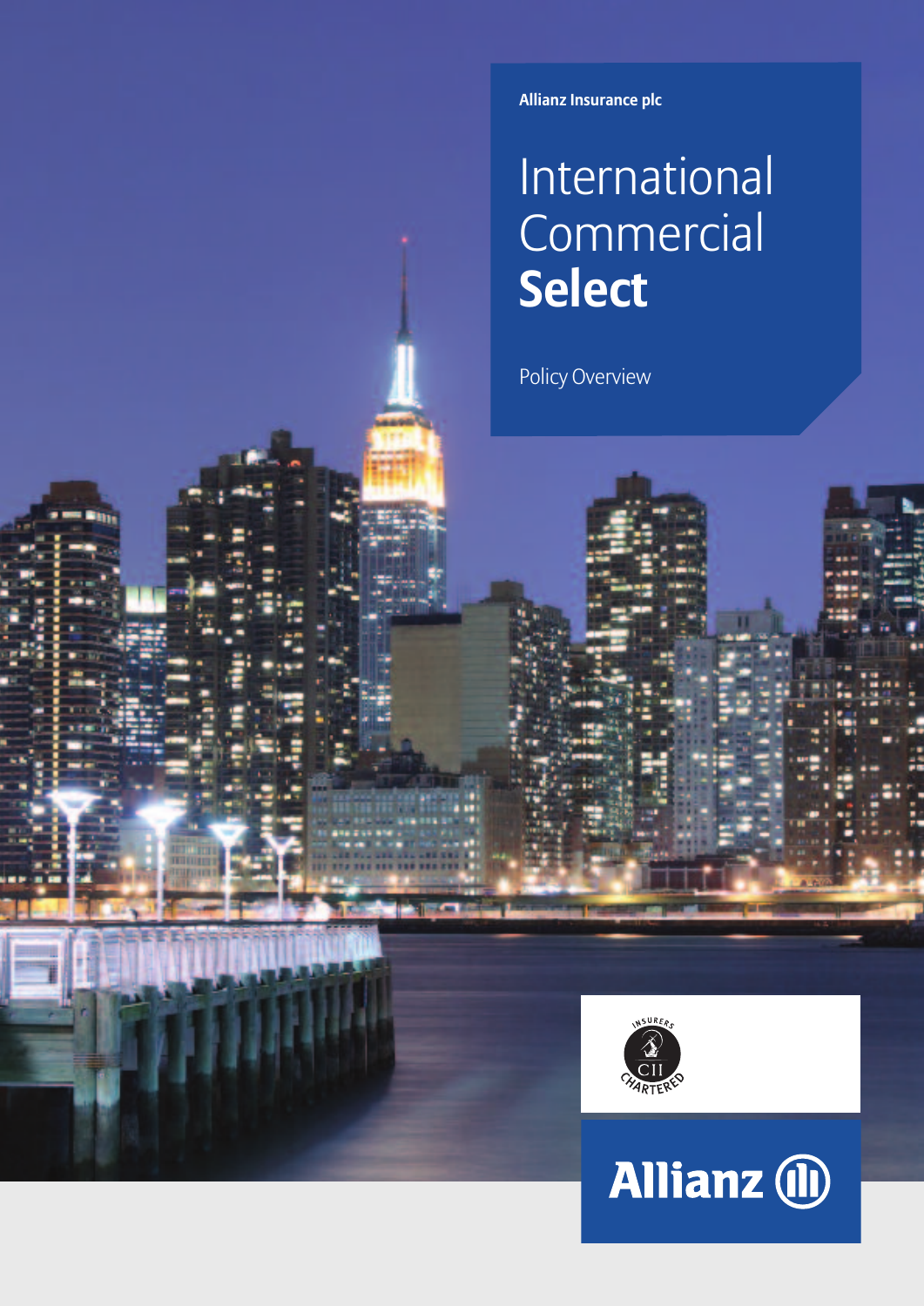Allianz Insurance plc

# International Commercial **Select**

Policy Overview

Allianz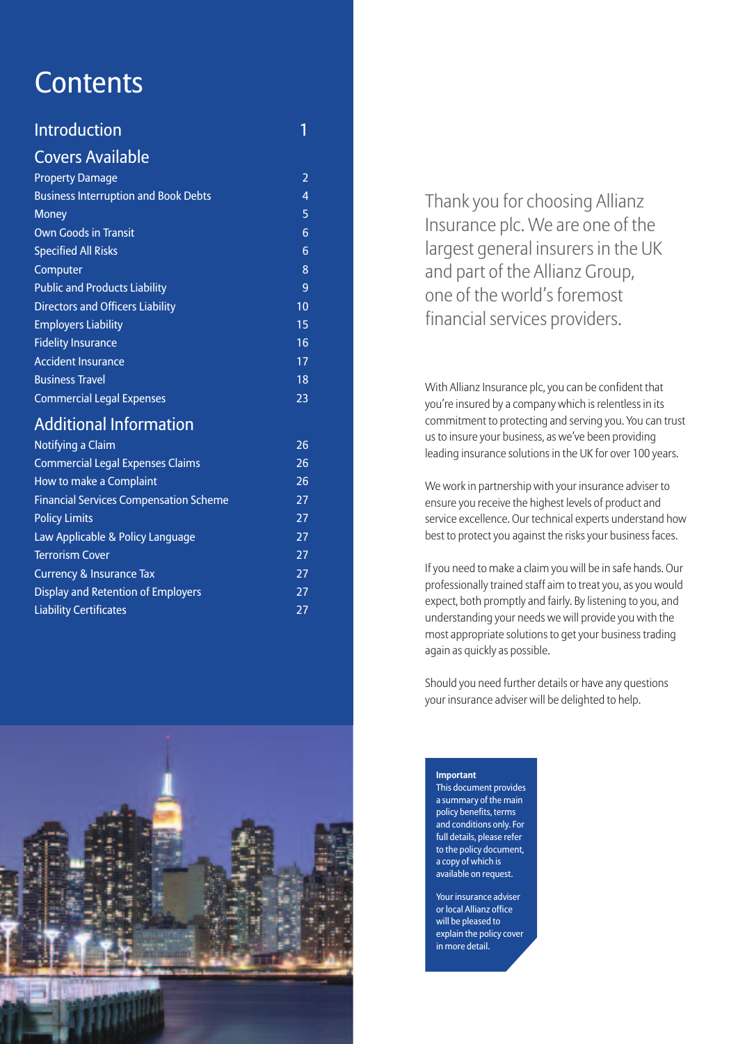# Contents

| Section | Page |
|---|---|
| **Introduction** | **1** |
| **Covers Available** | |
| Property Damage | 2 |
| Business Interruption and Book Debts | 4 |
| Money | 5 |
| Own Goods in Transit | 6 |
| Specified All Risks | 6 |
| Computer | 8 |
| Public and Products Liability | 9 |
| Directors and Officers Liability | 10 |
| Employers Liability | 15 |
| Fidelity Insurance | 16 |
| Accident Insurance | 17 |
| Business Travel | 18 |
| Commercial Legal Expenses | 23 |
| **Additional Information** | |
| Notifying a Claim | 26 |
| Commercial Legal Expenses Claims | 26 |
| How to make a Complaint | 26 |
| Financial Services Compensation Scheme | 27 |
| Policy Limits | 27 |
| Law Applicable & Policy Language | 27 |
| Terrorism Cover | 27 |
| Currency & Insurance Tax | 27 |
| Display and Retention of Employers | 27 |
| Liability Certificates | 27 |

Thank you for choosing Allianz Insurance plc. We are one of the largest general insurers in the UK and part of the Allianz Group, one of the world's foremost financial services providers.

With Allianz Insurance plc, you can be confident that you're insured by a company which is relentless in its commitment to protecting and serving you. You can trust us to insure your business, as we've been providing leading insurance solutions in the UK for over 100 years.

We work in partnership with your insurance adviser to ensure you receive the highest levels of product and service excellence. Our technical experts understand how best to protect you against the risks your business faces.

If you need to make a claim you will be in safe hands. Our professionally trained staff aim to treat you, as you would expect, both promptly and fairly. By listening to you, and understanding your needs we will provide you with the most appropriate solutions to get your business trading again as quickly as possible.

Should you need further details or have any questions your insurance adviser will be delighted to help.

**Important**
This document provides a summary of the main policy benefits, terms and conditions only. For full details, please refer to the policy document, a copy of which is available on request.

Your insurance adviser or local Allianz office will be pleased to explain the policy cover in more detail.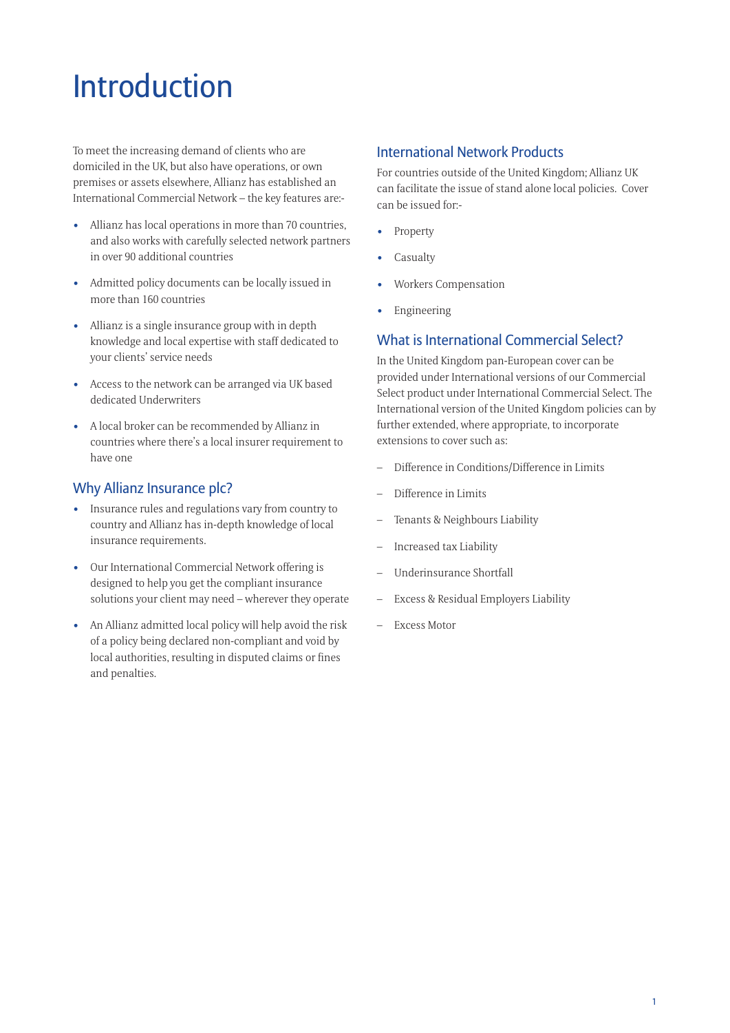# Introduction

To meet the increasing demand of clients who are domiciled in the UK, but also have operations, or own premises or assets elsewhere, Allianz has established an International Commercial Network – the key features are:-

- Allianz has local operations in more than 70 countries, and also works with carefully selected network partners in over 90 additional countries
- Admitted policy documents can be locally issued in more than 160 countries
- Allianz is a single insurance group with in depth knowledge and local expertise with staff dedicated to your clients' service needs
- Access to the network can be arranged via UK based dedicated Underwriters
- A local broker can be recommended by Allianz in countries where there's a local insurer requirement to have one

## Why Allianz Insurance plc?

- Insurance rules and regulations vary from country to country and Allianz has in-depth knowledge of local insurance requirements.
- Our International Commercial Network offering is designed to help you get the compliant insurance solutions your client may need – wherever they operate
- An Allianz admitted local policy will help avoid the risk of a policy being declared non-compliant and void by local authorities, resulting in disputed claims or fines and penalties.

## International Network Products

For countries outside of the United Kingdom; Allianz UK can facilitate the issue of stand alone local policies. Cover can be issued for:-

- Property
- Casualty
- Workers Compensation
- Engineering

## What is International Commercial Select?

In the United Kingdom pan-European cover can be provided under International versions of our Commercial Select product under International Commercial Select. The International version of the United Kingdom policies can by further extended, where appropriate, to incorporate extensions to cover such as:

- Difference in Conditions/Difference in Limits
- Difference in Limits
- Tenants & Neighbours Liability
- Increased tax Liability
- Underinsurance Shortfall
- Excess & Residual Employers Liability
- Excess Motor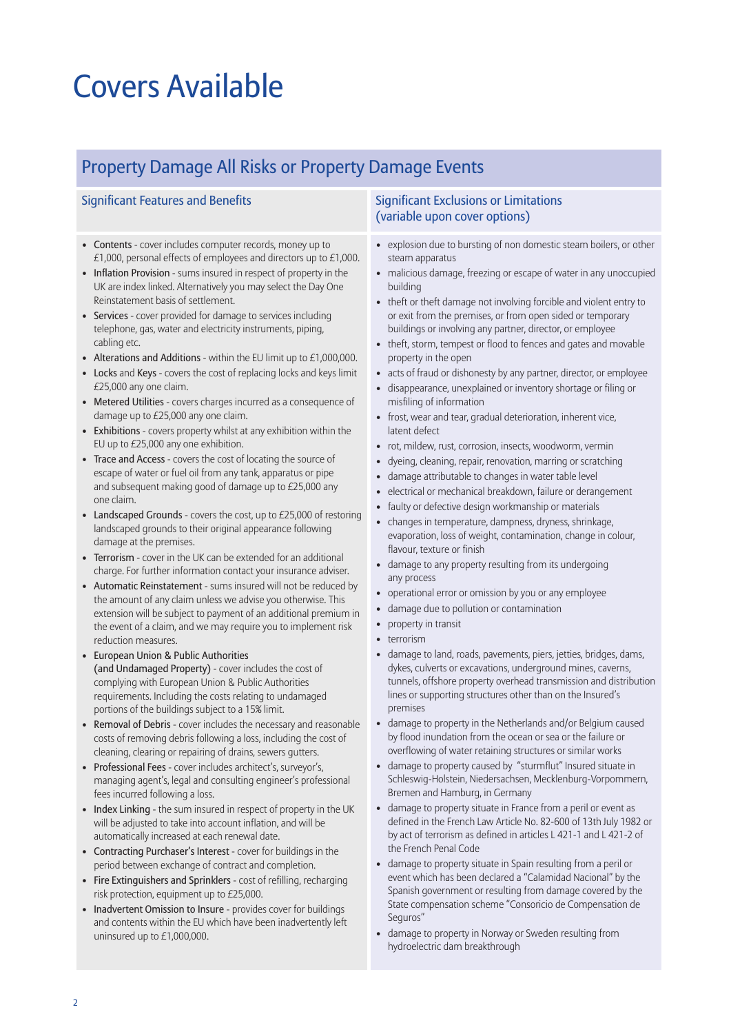# Covers Available

## Property Damage All Risks or Property Damage Events

### Significant Features and Benefits

- **Contents** - cover includes computer records, money up to £1,000, personal effects of employees and directors up to £1,000.
- **Inflation Provision** - sums insured in respect of property in the UK are index linked. Alternatively you may select the Day One Reinstatement basis of settlement.
- **Services** - cover provided for damage to services including telephone, gas, water and electricity instruments, piping, cabling etc.
- **Alterations and Additions** - within the EU limit up to £1,000,000.
- **Locks** and **Keys** - covers the cost of replacing locks and keys limit £25,000 any one claim.
- **Metered Utilities** - covers charges incurred as a consequence of damage up to £25,000 any one claim.
- **Exhibitions** - covers property whilst at any exhibition within the EU up to £25,000 any one exhibition.
- **Trace and Access** - covers the cost of locating the source of escape of water or fuel oil from any tank, apparatus or pipe and subsequent making good of damage up to £25,000 any one claim.
- **Landscaped Grounds** - covers the cost, up to £25,000 of restoring landscaped grounds to their original appearance following damage at the premises.
- **Terrorism** - cover in the UK can be extended for an additional charge. For further information contact your insurance adviser.
- **Automatic Reinstatement** - sums insured will not be reduced by the amount of any claim unless we advise you otherwise. This extension will be subject to payment of an additional premium in the event of a claim, and we may require you to implement risk reduction measures.
- **European Union & Public Authorities (and Undamaged Property)** - cover includes the cost of complying with European Union & Public Authorities requirements. Including the costs relating to undamaged portions of the buildings subject to a 15% limit.
- **Removal of Debris** - cover includes the necessary and reasonable costs of removing debris following a loss, including the cost of cleaning, clearing or repairing of drains, sewers gutters.
- **Professional Fees** - cover includes architect's, surveyor's, managing agent's, legal and consulting engineer's professional fees incurred following a loss.
- **Index Linking** - the sum insured in respect of property in the UK will be adjusted to take into account inflation, and will be automatically increased at each renewal date.
- **Contracting Purchaser's Interest** - cover for buildings in the period between exchange of contract and completion.
- **Fire Extinguishers and Sprinklers** - cost of refilling, recharging risk protection, equipment up to £25,000.
- **Inadvertent Omission to Insure** - provides cover for buildings and contents within the EU which have been inadvertently left uninsured up to £1,000,000.

### Significant Exclusions or Limitations (variable upon cover options)

- explosion due to bursting of non domestic steam boilers, or other steam apparatus
- malicious damage, freezing or escape of water in any unoccupied building
- theft or theft damage not involving forcible and violent entry to or exit from the premises, or from open sided or temporary buildings or involving any partner, director, or employee
- theft, storm, tempest or flood to fences and gates and movable property in the open
- acts of fraud or dishonesty by any partner, director, or employee
- disappearance, unexplained or inventory shortage or filing or misfiling of information
- frost, wear and tear, gradual deterioration, inherent vice, latent defect
- rot, mildew, rust, corrosion, insects, woodworm, vermin
- dyeing, cleaning, repair, renovation, marring or scratching
- damage attributable to changes in water table level
- electrical or mechanical breakdown, failure or derangement
- faulty or defective design workmanship or materials
- changes in temperature, dampness, dryness, shrinkage, evaporation, loss of weight, contamination, change in colour, flavour, texture or finish
- damage to any property resulting from its undergoing any process
- operational error or omission by you or any employee
- damage due to pollution or contamination
- property in transit
- terrorism
- damage to land, roads, pavements, piers, jetties, bridges, dams, dykes, culverts or excavations, underground mines, caverns, tunnels, offshore property overhead transmission and distribution lines or supporting structures other than on the Insured's premises
- damage to property in the Netherlands and/or Belgium caused by flood inundation from the ocean or sea or the failure or overflowing of water retaining structures or similar works
- damage to property caused by "sturmflut" Insured situate in Schleswig-Holstein, Niedersachsen, Mecklenburg-Vorpommern, Bremen and Hamburg, in Germany
- damage to property situate in France from a peril or event as defined in the French Law Article No. 82-600 of 13th July 1982 or by act of terrorism as defined in articles L 421-1 and L 421-2 of the French Penal Code
- damage to property situate in Spain resulting from a peril or event which has been declared a "Calamidad Nacional" by the Spanish government or resulting from damage covered by the State compensation scheme "Consoricio de Compensation de Seguros"
- damage to property in Norway or Sweden resulting from hydroelectric dam breakthrough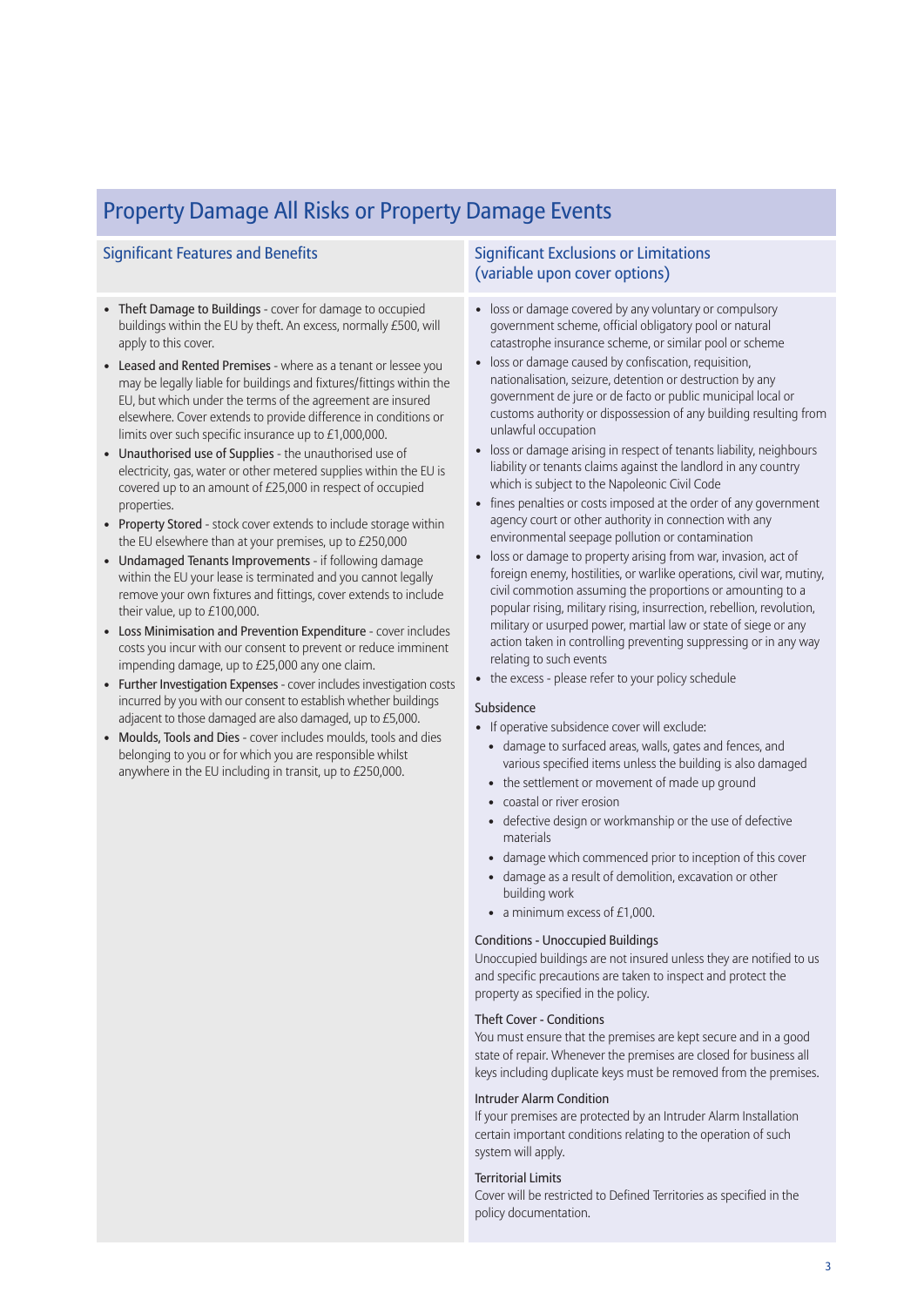# Property Damage All Risks or Property Damage Events

## Significant Features and Benefits

- Theft Damage to Buildings - cover for damage to occupied buildings within the EU by theft. An excess, normally £500, will apply to this cover.
- Leased and Rented Premises - where as a tenant or lessee you may be legally liable for buildings and fixtures/fittings within the EU, but which under the terms of the agreement are insured elsewhere. Cover extends to provide difference in conditions or limits over such specific insurance up to £1,000,000.
- Unauthorised use of Supplies - the unauthorised use of electricity, gas, water or other metered supplies within the EU is covered up to an amount of £25,000 in respect of occupied properties.
- Property Stored - stock cover extends to include storage within the EU elsewhere than at your premises, up to £250,000
- Undamaged Tenants Improvements - if following damage within the EU your lease is terminated and you cannot legally remove your own fixtures and fittings, cover extends to include their value, up to £100,000.
- Loss Minimisation and Prevention Expenditure - cover includes costs you incur with our consent to prevent or reduce imminent impending damage, up to £25,000 any one claim.
- Further Investigation Expenses - cover includes investigation costs incurred by you with our consent to establish whether buildings adjacent to those damaged are also damaged, up to £5,000.
- Moulds, Tools and Dies - cover includes moulds, tools and dies belonging to you or for which you are responsible whilst anywhere in the EU including in transit, up to £250,000.

## Significant Exclusions or Limitations (variable upon cover options)

- loss or damage covered by any voluntary or compulsory government scheme, official obligatory pool or natural catastrophe insurance scheme, or similar pool or scheme
- loss or damage caused by confiscation, requisition, nationalisation, seizure, detention or destruction by any government de jure or de facto or public municipal local or customs authority or dispossession of any building resulting from unlawful occupation
- loss or damage arising in respect of tenants liability, neighbours liability or tenants claims against the landlord in any country which is subject to the Napoleonic Civil Code
- fines penalties or costs imposed at the order of any government agency court or other authority in connection with any environmental seepage pollution or contamination
- loss or damage to property arising from war, invasion, act of foreign enemy, hostilities, or warlike operations, civil war, mutiny, civil commotion assuming the proportions or amounting to a popular rising, military rising, insurrection, rebellion, revolution, military or usurped power, martial law or state of siege or any action taken in controlling preventing suppressing or in any way relating to such events
- the excess - please refer to your policy schedule

### Subsidence

- If operative subsidence cover will exclude:
  - damage to surfaced areas, walls, gates and fences, and various specified items unless the building is also damaged
  - the settlement or movement of made up ground
  - coastal or river erosion
  - defective design or workmanship or the use of defective materials
  - damage which commenced prior to inception of this cover
  - damage as a result of demolition, excavation or other building work
  - a minimum excess of £1,000.

### Conditions - Unoccupied Buildings

Unoccupied buildings are not insured unless they are notified to us and specific precautions are taken to inspect and protect the property as specified in the policy.

### Theft Cover - Conditions

You must ensure that the premises are kept secure and in a good state of repair. Whenever the premises are closed for business all keys including duplicate keys must be removed from the premises.

### Intruder Alarm Condition

If your premises are protected by an Intruder Alarm Installation certain important conditions relating to the operation of such system will apply.

### Territorial Limits

Cover will be restricted to Defined Territories as specified in the policy documentation.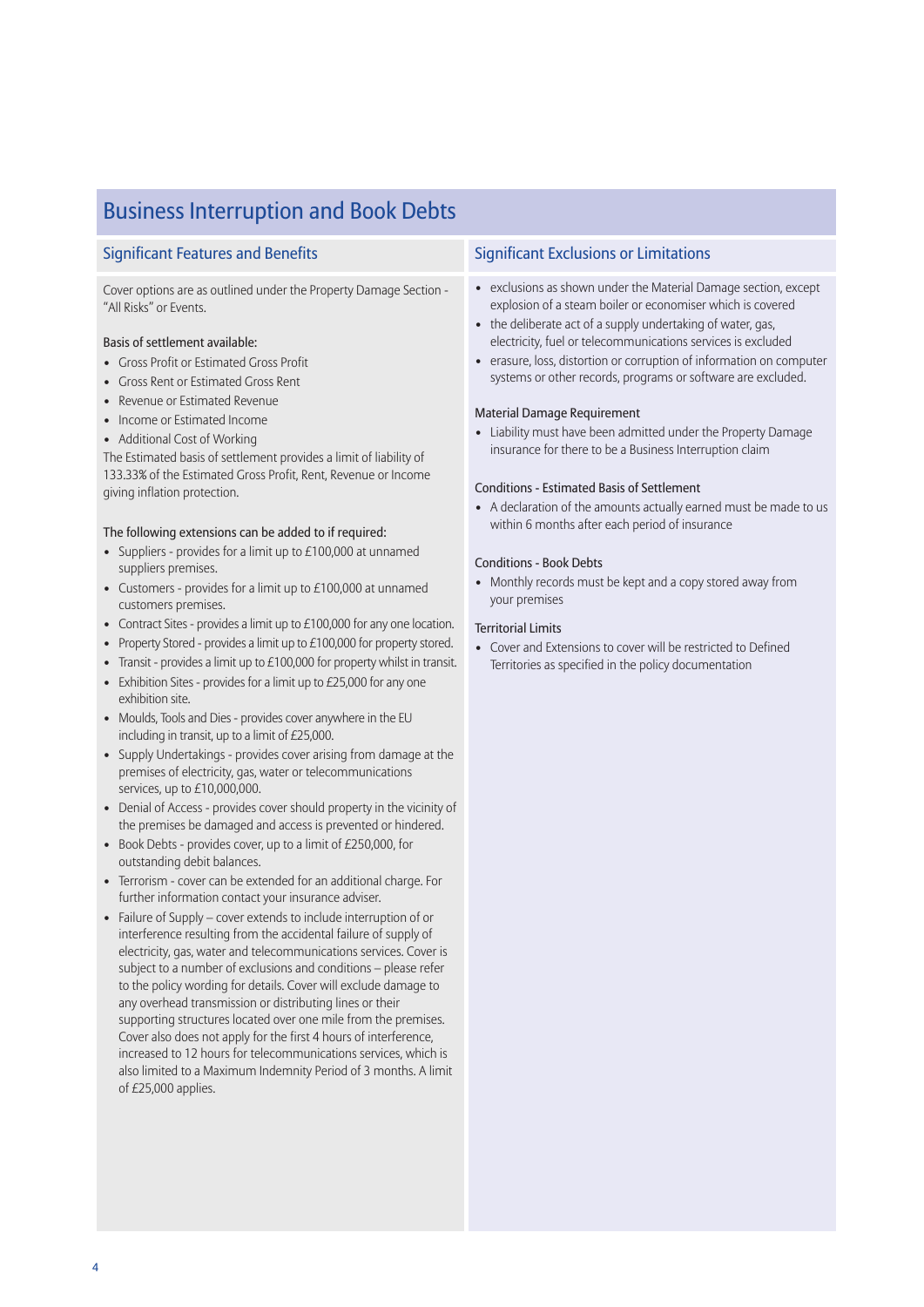# Business Interruption and Book Debts

## Significant Features and Benefits

Cover options are as outlined under the Property Damage Section - "All Risks" or Events.

Basis of settlement available:

- Gross Profit or Estimated Gross Profit
- Gross Rent or Estimated Gross Rent
- Revenue or Estimated Revenue
- Income or Estimated Income
- Additional Cost of Working

The Estimated basis of settlement provides a limit of liability of 133.33% of the Estimated Gross Profit, Rent, Revenue or Income giving inflation protection.

The following extensions can be added to if required:

- Suppliers - provides for a limit up to £100,000 at unnamed suppliers premises.
- Customers - provides for a limit up to £100,000 at unnamed customers premises.
- Contract Sites - provides a limit up to £100,000 for any one location.
- Property Stored - provides a limit up to £100,000 for property stored.
- Transit - provides a limit up to £100,000 for property whilst in transit.
- Exhibition Sites - provides for a limit up to £25,000 for any one exhibition site.
- Moulds, Tools and Dies - provides cover anywhere in the EU including in transit, up to a limit of £25,000.
- Supply Undertakings - provides cover arising from damage at the premises of electricity, gas, water or telecommunications services, up to £10,000,000.
- Denial of Access - provides cover should property in the vicinity of the premises be damaged and access is prevented or hindered.
- Book Debts - provides cover, up to a limit of £250,000, for outstanding debit balances.
- Terrorism - cover can be extended for an additional charge. For further information contact your insurance adviser.
- Failure of Supply – cover extends to include interruption of or interference resulting from the accidental failure of supply of electricity, gas, water and telecommunications services. Cover is subject to a number of exclusions and conditions – please refer to the policy wording for details. Cover will exclude damage to any overhead transmission or distributing lines or their supporting structures located over one mile from the premises. Cover also does not apply for the first 4 hours of interference, increased to 12 hours for telecommunications services, which is also limited to a Maximum Indemnity Period of 3 months. A limit of £25,000 applies.

## Significant Exclusions or Limitations

- exclusions as shown under the Material Damage section, except explosion of a steam boiler or economiser which is covered
- the deliberate act of a supply undertaking of water, gas, electricity, fuel or telecommunications services is excluded
- erasure, loss, distortion or corruption of information on computer systems or other records, programs or software are excluded.

### Material Damage Requirement

- Liability must have been admitted under the Property Damage insurance for there to be a Business Interruption claim

### Conditions - Estimated Basis of Settlement

- A declaration of the amounts actually earned must be made to us within 6 months after each period of insurance

### Conditions - Book Debts

- Monthly records must be kept and a copy stored away from your premises

### Territorial Limits

- Cover and Extensions to cover will be restricted to Defined Territories as specified in the policy documentation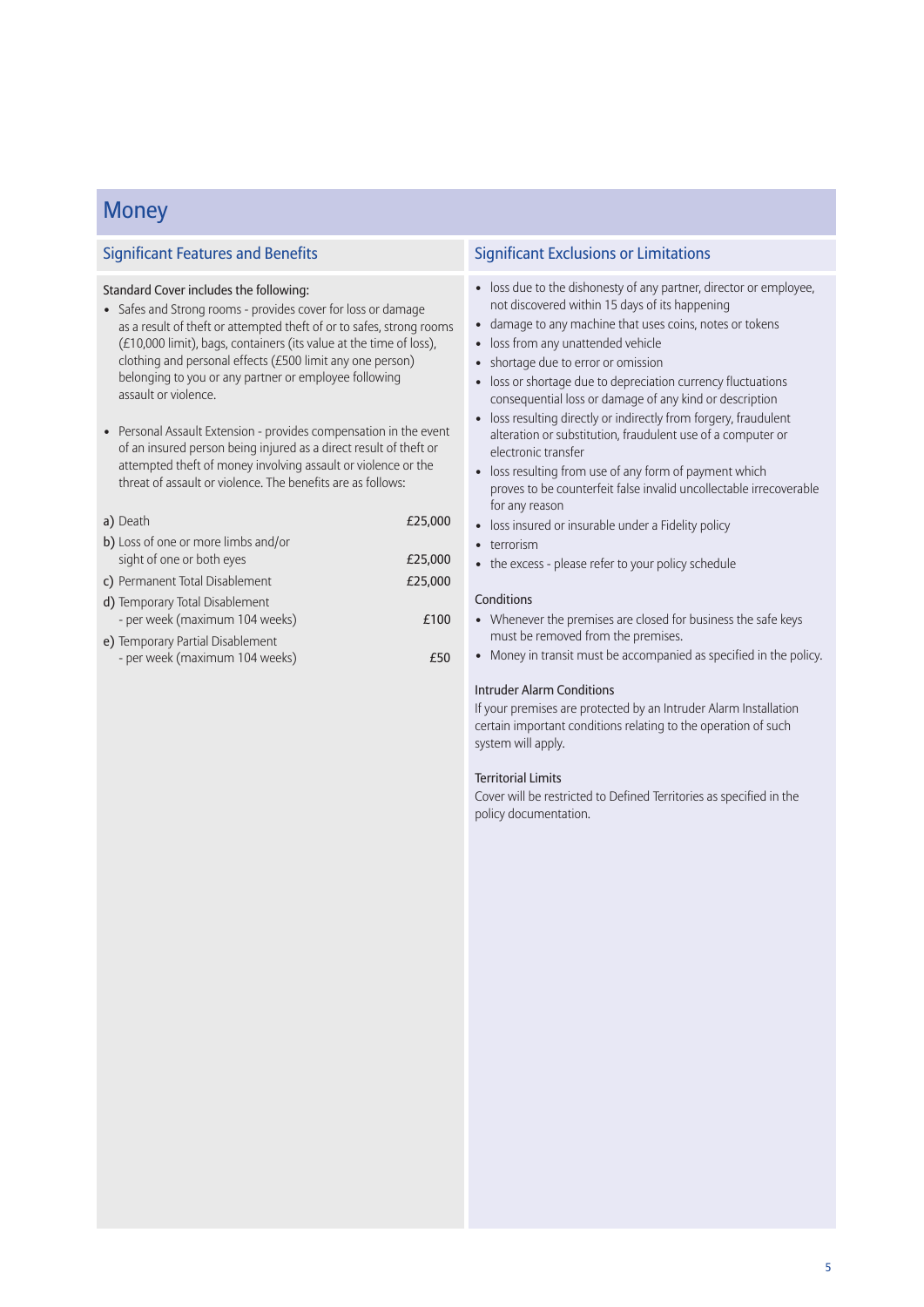# Money

## Significant Features and Benefits

Standard Cover includes the following:

- Safes and Strong rooms - provides cover for loss or damage as a result of theft or attempted theft of or to safes, strong rooms (£10,000 limit), bags, containers (its value at the time of loss), clothing and personal effects (£500 limit any one person) belonging to you or any partner or employee following assault or violence.

- Personal Assault Extension - provides compensation in the event of an insured person being injured as a direct result of theft or attempted theft of money involving assault or violence or the threat of assault or violence. The benefits are as follows:

| | |
|---|---|
| a) Death | £25,000 |
| b) Loss of one or more limbs and/or sight of one or both eyes | £25,000 |
| c) Permanent Total Disablement | £25,000 |
| d) Temporary Total Disablement - per week (maximum 104 weeks) | £100 |
| e) Temporary Partial Disablement - per week (maximum 104 weeks) | £50 |

## Significant Exclusions or Limitations

- loss due to the dishonesty of any partner, director or employee, not discovered within 15 days of its happening
- damage to any machine that uses coins, notes or tokens
- loss from any unattended vehicle
- shortage due to error or omission
- loss or shortage due to depreciation currency fluctuations consequential loss or damage of any kind or description
- loss resulting directly or indirectly from forgery, fraudulent alteration or substitution, fraudulent use of a computer or electronic transfer
- loss resulting from use of any form of payment which proves to be counterfeit false invalid uncollectable irrecoverable for any reason
- loss insured or insurable under a Fidelity policy
- terrorism
- the excess - please refer to your policy schedule

### Conditions

- Whenever the premises are closed for business the safe keys must be removed from the premises.
- Money in transit must be accompanied as specified in the policy.

### Intruder Alarm Conditions

If your premises are protected by an Intruder Alarm Installation certain important conditions relating to the operation of such system will apply.

### Territorial Limits

Cover will be restricted to Defined Territories as specified in the policy documentation.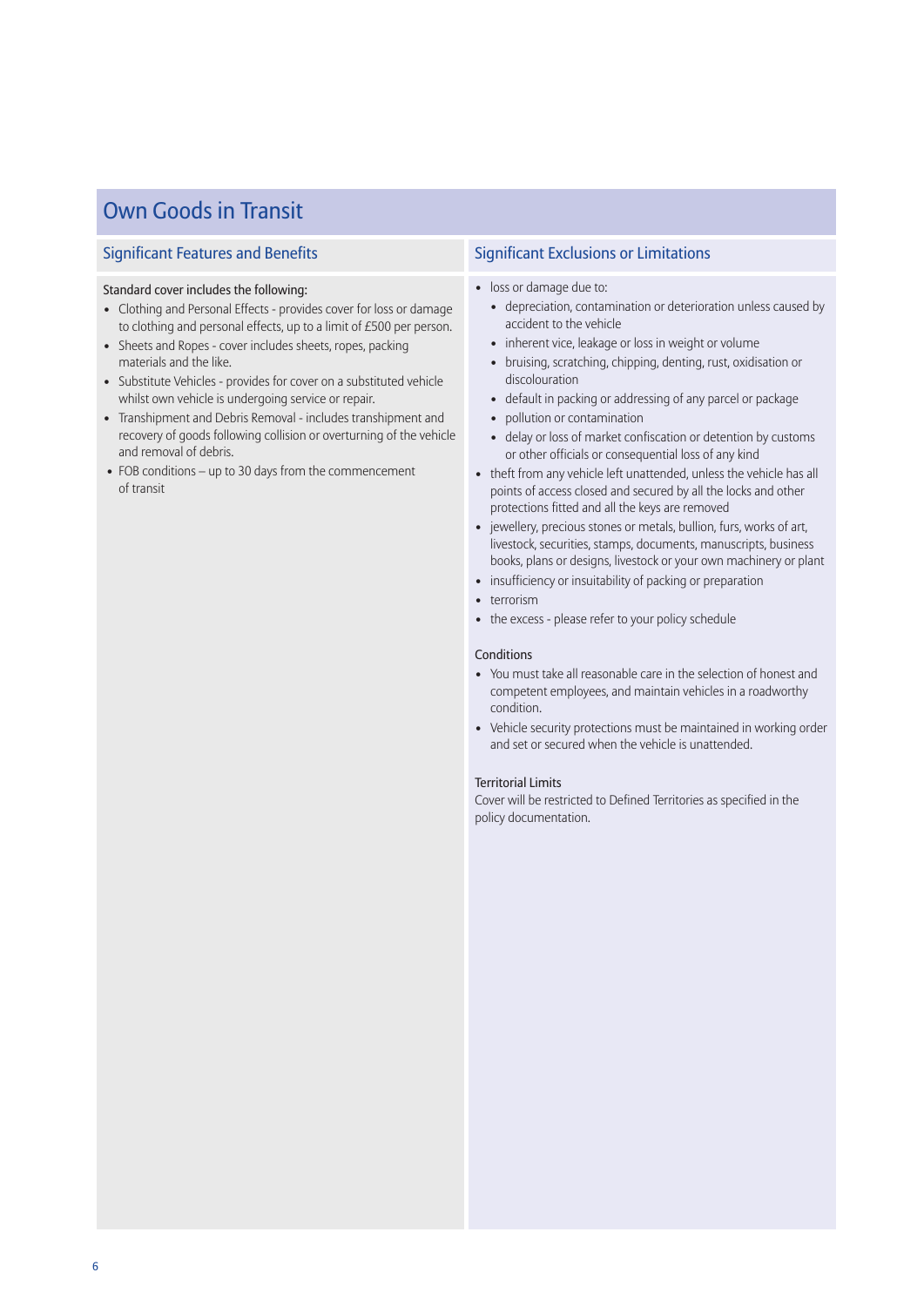# Own Goods in Transit

## Significant Features and Benefits

Standard cover includes the following:

- Clothing and Personal Effects - provides cover for loss or damage to clothing and personal effects, up to a limit of £500 per person.
- Sheets and Ropes - cover includes sheets, ropes, packing materials and the like.
- Substitute Vehicles - provides for cover on a substituted vehicle whilst own vehicle is undergoing service or repair.
- Transhipment and Debris Removal - includes transhipment and recovery of goods following collision or overturning of the vehicle and removal of debris.
- FOB conditions – up to 30 days from the commencement of transit

## Significant Exclusions or Limitations

- loss or damage due to:
  - depreciation, contamination or deterioration unless caused by accident to the vehicle
  - inherent vice, leakage or loss in weight or volume
  - bruising, scratching, chipping, denting, rust, oxidisation or discolouration
  - default in packing or addressing of any parcel or package
  - pollution or contamination
  - delay or loss of market confiscation or detention by customs or other officials or consequential loss of any kind
- theft from any vehicle left unattended, unless the vehicle has all points of access closed and secured by all the locks and other protections fitted and all the keys are removed
- jewellery, precious stones or metals, bullion, furs, works of art, livestock, securities, stamps, documents, manuscripts, business books, plans or designs, livestock or your own machinery or plant
- insufficiency or insuitability of packing or preparation
- terrorism
- the excess - please refer to your policy schedule

### Conditions

- You must take all reasonable care in the selection of honest and competent employees, and maintain vehicles in a roadworthy condition.
- Vehicle security protections must be maintained in working order and set or secured when the vehicle is unattended.

### Territorial Limits

Cover will be restricted to Defined Territories as specified in the policy documentation.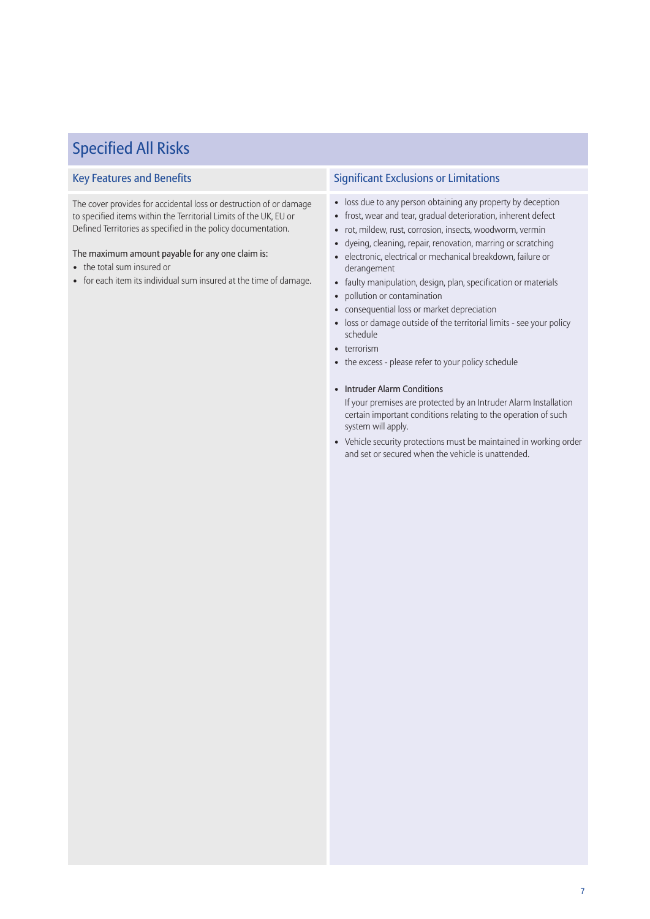## Specified All Risks

### Key Features and Benefits

The cover provides for accidental loss or destruction of or damage to specified items within the Territorial Limits of the UK, EU or Defined Territories as specified in the policy documentation.

The maximum amount payable for any one claim is:

- the total sum insured or
- for each item its individual sum insured at the time of damage.

### Significant Exclusions or Limitations

- loss due to any person obtaining any property by deception
- frost, wear and tear, gradual deterioration, inherent defect
- rot, mildew, rust, corrosion, insects, woodworm, vermin
- dyeing, cleaning, repair, renovation, marring or scratching
- electronic, electrical or mechanical breakdown, failure or derangement
- faulty manipulation, design, plan, specification or materials
- pollution or contamination
- consequential loss or market depreciation
- loss or damage outside of the territorial limits - see your policy schedule
- terrorism
- the excess - please refer to your policy schedule

- Intruder Alarm Conditions
  If your premises are protected by an Intruder Alarm Installation certain important conditions relating to the operation of such system will apply.
- Vehicle security protections must be maintained in working order and set or secured when the vehicle is unattended.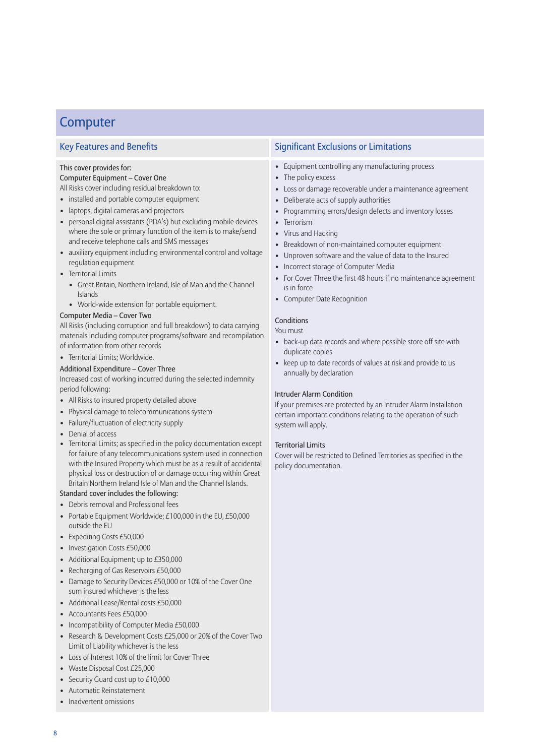# Computer

## Key Features and Benefits

This cover provides for:

Computer Equipment – Cover One

All Risks cover including residual breakdown to:

- installed and portable computer equipment
- laptops, digital cameras and projectors
- personal digital assistants (PDA's) but excluding mobile devices where the sole or primary function of the item is to make/send and receive telephone calls and SMS messages
- auxiliary equipment including environmental control and voltage regulation equipment
- Territorial Limits
  - Great Britain, Northern Ireland, Isle of Man and the Channel Islands
  - World-wide extension for portable equipment.

Computer Media – Cover Two

All Risks (including corruption and full breakdown) to data carrying materials including computer programs/software and recompilation of information from other records

- Territorial Limits; Worldwide.

Additional Expenditure – Cover Three

Increased cost of working incurred during the selected indemnity period following:

- All Risks to insured property detailed above
- Physical damage to telecommunications system
- Failure/fluctuation of electricity supply
- Denial of access
- Territorial Limits; as specified in the policy documentation except for failure of any telecommunications system used in connection with the Insured Property which must be as a result of accidental physical loss or destruction of or damage occurring within Great Britain Northern Ireland Isle of Man and the Channel Islands.

Standard cover includes the following:

- Debris removal and Professional fees
- Portable Equipment Worldwide; £100,000 in the EU, £50,000 outside the EU
- Expediting Costs £50,000
- Investigation Costs £50,000
- Additional Equipment; up to £350,000
- Recharging of Gas Reservoirs £50,000
- Damage to Security Devices £50,000 or 10% of the Cover One sum insured whichever is the less
- Additional Lease/Rental costs £50,000
- Accountants Fees £50,000
- Incompatibility of Computer Media £50,000
- Research & Development Costs £25,000 or 20% of the Cover Two Limit of Liability whichever is the less
- Loss of Interest 10% of the limit for Cover Three
- Waste Disposal Cost £25,000
- Security Guard cost up to £10,000
- Automatic Reinstatement
- Inadvertent omissions

## Significant Exclusions or Limitations

- Equipment controlling any manufacturing process
- The policy excess
- Loss or damage recoverable under a maintenance agreement
- Deliberate acts of supply authorities
- Programming errors/design defects and inventory losses
- Terrorism
- Virus and Hacking
- Breakdown of non-maintained computer equipment
- Unproven software and the value of data to the Insured
- Incorrect storage of Computer Media
- For Cover Three the first 48 hours if no maintenance agreement is in force
- Computer Date Recognition

### Conditions

You must

- back-up data records and where possible store off site with duplicate copies
- keep up to date records of values at risk and provide to us annually by declaration

### Intruder Alarm Condition

If your premises are protected by an Intruder Alarm Installation certain important conditions relating to the operation of such system will apply.

### Territorial Limits

Cover will be restricted to Defined Territories as specified in the policy documentation.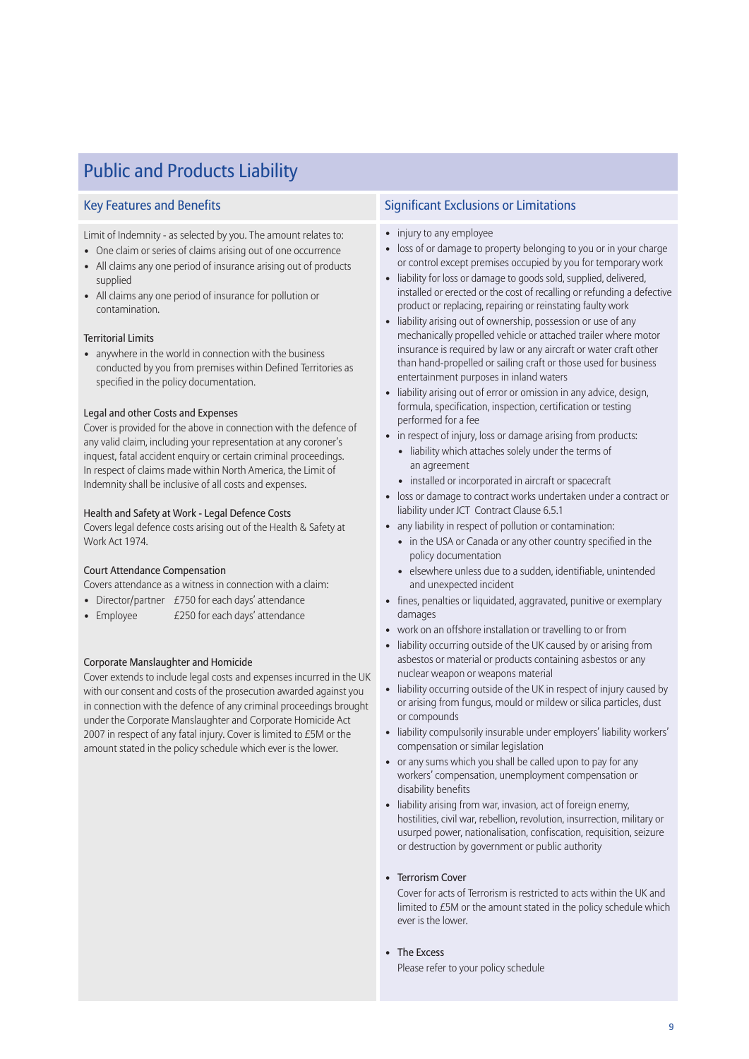# Public and Products Liability

## Key Features and Benefits

Limit of Indemnity - as selected by you. The amount relates to:

- One claim or series of claims arising out of one occurrence
- All claims any one period of insurance arising out of products supplied
- All claims any one period of insurance for pollution or contamination.

### Territorial Limits

- anywhere in the world in connection with the business conducted by you from premises within Defined Territories as specified in the policy documentation.

### Legal and other Costs and Expenses

Cover is provided for the above in connection with the defence of any valid claim, including your representation at any coroner's inquest, fatal accident enquiry or certain criminal proceedings. In respect of claims made within North America, the Limit of Indemnity shall be inclusive of all costs and expenses.

### Health and Safety at Work - Legal Defence Costs

Covers legal defence costs arising out of the Health & Safety at Work Act 1974.

### Court Attendance Compensation

Covers attendance as a witness in connection with a claim:

- Director/partner £750 for each days' attendance
- Employee £250 for each days' attendance

### Corporate Manslaughter and Homicide

Cover extends to include legal costs and expenses incurred in the UK with our consent and costs of the prosecution awarded against you in connection with the defence of any criminal proceedings brought under the Corporate Manslaughter and Corporate Homicide Act 2007 in respect of any fatal injury. Cover is limited to £5M or the amount stated in the policy schedule which ever is the lower.

## Significant Exclusions or Limitations

- injury to any employee
- loss of or damage to property belonging to you or in your charge or control except premises occupied by you for temporary work
- liability for loss or damage to goods sold, supplied, delivered, installed or erected or the cost of recalling or refunding a defective product or replacing, repairing or reinstating faulty work
- liability arising out of ownership, possession or use of any mechanically propelled vehicle or attached trailer where motor insurance is required by law or any aircraft or water craft other than hand-propelled or sailing craft or those used for business entertainment purposes in inland waters
- liability arising out of error or omission in any advice, design, formula, specification, inspection, certification or testing performed for a fee
- in respect of injury, loss or damage arising from products:
  - liability which attaches solely under the terms of an agreement
  - installed or incorporated in aircraft or spacecraft
- loss or damage to contract works undertaken under a contract or liability under JCT Contract Clause 6.5.1
- any liability in respect of pollution or contamination:
  - in the USA or Canada or any other country specified in the policy documentation
  - elsewhere unless due to a sudden, identifiable, unintended and unexpected incident
- fines, penalties or liquidated, aggravated, punitive or exemplary damages
- work on an offshore installation or travelling to or from
- liability occurring outside of the UK caused by or arising from asbestos or material or products containing asbestos or any nuclear weapon or weapons material
- liability occurring outside of the UK in respect of injury caused by or arising from fungus, mould or mildew or silica particles, dust or compounds
- liability compulsorily insurable under employers' liability workers' compensation or similar legislation
- or any sums which you shall be called upon to pay for any workers' compensation, unemployment compensation or disability benefits
- liability arising from war, invasion, act of foreign enemy, hostilities, civil war, rebellion, revolution, insurrection, military or usurped power, nationalisation, confiscation, requisition, seizure or destruction by government or public authority
- Terrorism Cover

  Cover for acts of Terrorism is restricted to acts within the UK and limited to £5M or the amount stated in the policy schedule which ever is the lower.

- The Excess

  Please refer to your policy schedule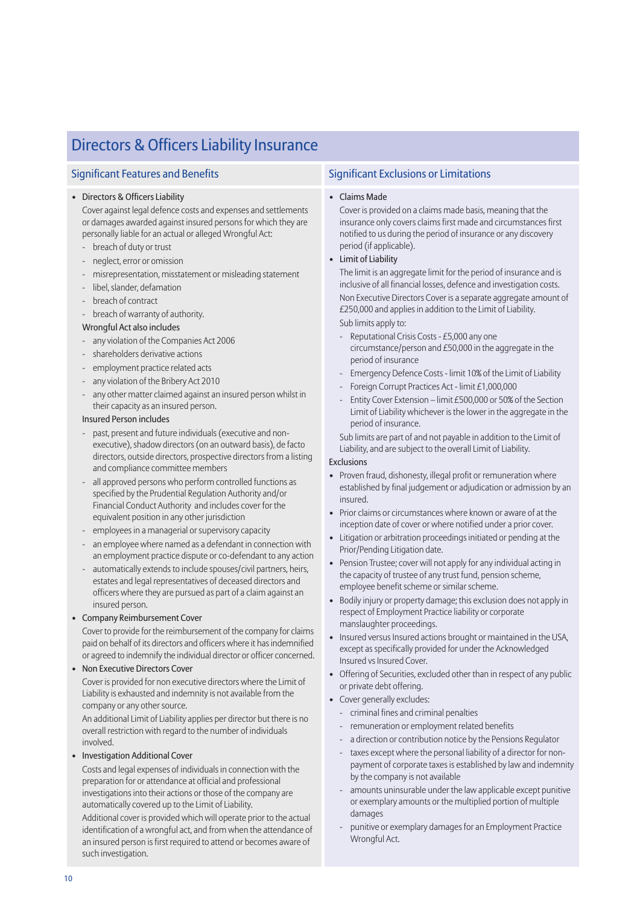# Directors & Officers Liability Insurance

## Significant Features and Benefits

- **Directors & Officers Liability**

  Cover against legal defence costs and expenses and settlements or damages awarded against insured persons for which they are personally liable for an actual or alleged Wrongful Act:
  - breach of duty or trust
  - neglect, error or omission
  - misrepresentation, misstatement or misleading statement
  - libel, slander, defamation
  - breach of contract
  - breach of warranty of authority.

  Wrongful Act also includes
  - any violation of the Companies Act 2006
  - shareholders derivative actions
  - employment practice related acts
  - any violation of the Bribery Act 2010
  - any other matter claimed against an insured person whilst in their capacity as an insured person.

  Insured Person includes
  - past, present and future individuals (executive and non-executive), shadow directors (on an outward basis), de facto directors, outside directors, prospective directors from a listing and compliance committee members
  - all approved persons who perform controlled functions as specified by the Prudential Regulation Authority and/or Financial Conduct Authority and includes cover for the equivalent position in any other jurisdiction
  - employees in a managerial or supervisory capacity
  - an employee where named as a defendant in connection with an employment practice dispute or co-defendant to any action
  - automatically extends to include spouses/civil partners, heirs, estates and legal representatives of deceased directors and officers where they are pursued as part of a claim against an insured person.

- **Company Reimbursement Cover**

  Cover to provide for the reimbursement of the company for claims paid on behalf of its directors and officers where it has indemnified or agreed to indemnify the individual director or officer concerned.

- **Non Executive Directors Cover**

  Cover is provided for non executive directors where the Limit of Liability is exhausted and indemnity is not available from the company or any other source.

  An additional Limit of Liability applies per director but there is no overall restriction with regard to the number of individuals involved.

- **Investigation Additional Cover**

  Costs and legal expenses of individuals in connection with the preparation for or attendance at official and professional investigations into their actions or those of the company are automatically covered up to the Limit of Liability.

  Additional cover is provided which will operate prior to the actual identification of a wrongful act, and from when the attendance of an insured person is first required to attend or becomes aware of such investigation.

## Significant Exclusions or Limitations

- **Claims Made**

  Cover is provided on a claims made basis, meaning that the insurance only covers claims first made and circumstances first notified to us during the period of insurance or any discovery period (if applicable).

- **Limit of Liability**

  The limit is an aggregate limit for the period of insurance and is inclusive of all financial losses, defence and investigation costs.

  Non Executive Directors Cover is a separate aggregate amount of £250,000 and applies in addition to the Limit of Liability.

  Sub limits apply to:
  - Reputational Crisis Costs - £5,000 any one circumstance/person and £50,000 in the aggregate in the period of insurance
  - Emergency Defence Costs - limit 10% of the Limit of Liability
  - Foreign Corrupt Practices Act - limit £1,000,000
  - Entity Cover Extension – limit £500,000 or 50% of the Section Limit of Liability whichever is the lower in the aggregate in the period of insurance.

  Sub limits are part of and not payable in addition to the Limit of Liability, and are subject to the overall Limit of Liability.

**Exclusions**

- Proven fraud, dishonesty, illegal profit or remuneration where established by final judgement or adjudication or admission by an insured.
- Prior claims or circumstances where known or aware of at the inception date of cover or where notified under a prior cover.
- Litigation or arbitration proceedings initiated or pending at the Prior/Pending Litigation date.
- Pension Trustee; cover will not apply for any individual acting in the capacity of trustee of any trust fund, pension scheme, employee benefit scheme or similar scheme.
- Bodily injury or property damage; this exclusion does not apply in respect of Employment Practice liability or corporate manslaughter proceedings.
- Insured versus Insured actions brought or maintained in the USA, except as specifically provided for under the Acknowledged Insured vs Insured Cover.
- Offering of Securities, excluded other than in respect of any public or private debt offering.
- Cover generally excludes:
  - criminal fines and criminal penalties
  - remuneration or employment related benefits
  - a direction or contribution notice by the Pensions Regulator
  - taxes except where the personal liability of a director for non-payment of corporate taxes is established by law and indemnity by the company is not available
  - amounts uninsurable under the law applicable except punitive or exemplary amounts or the multiplied portion of multiple damages
  - punitive or exemplary damages for an Employment Practice Wrongful Act.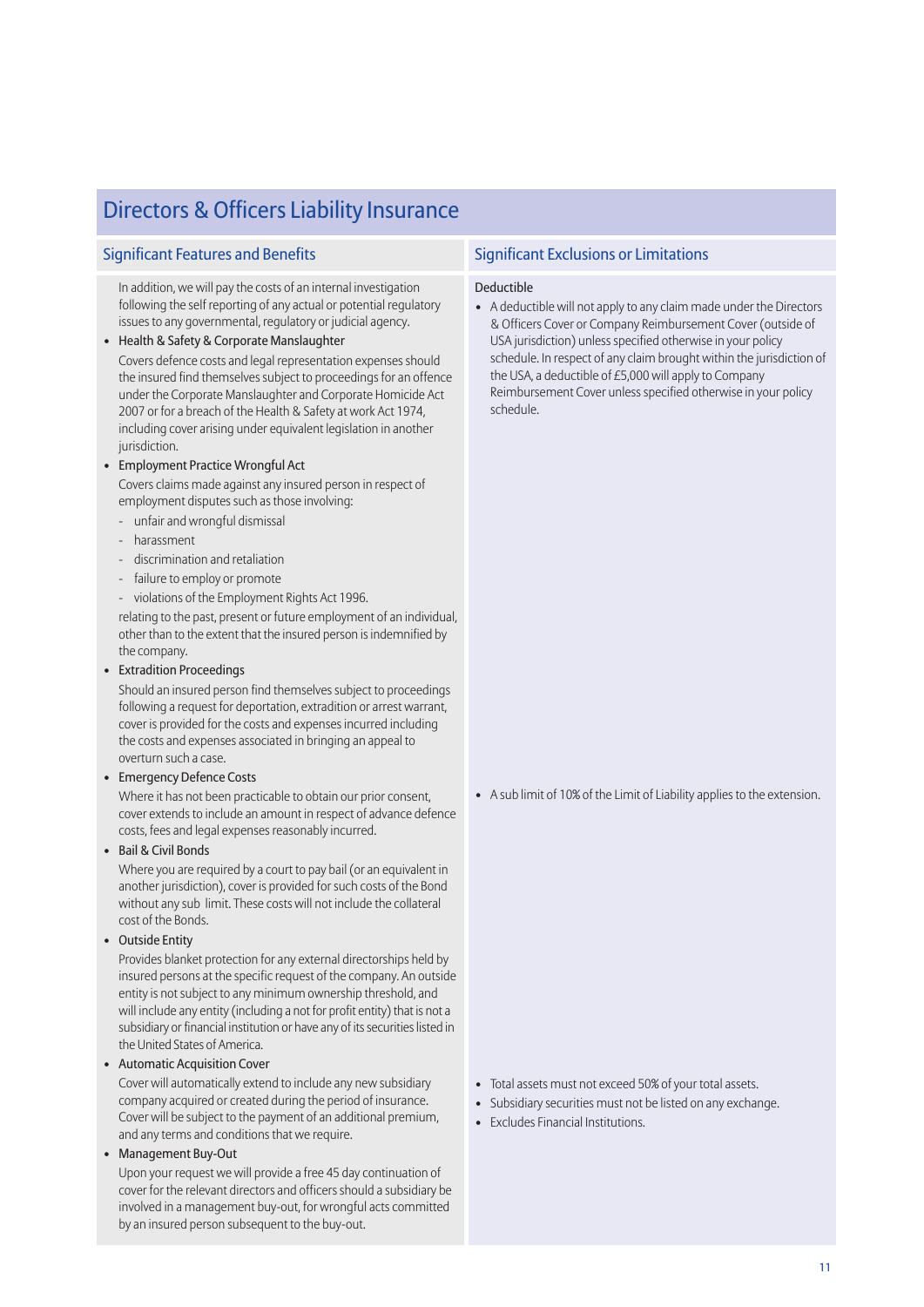# Directors & Officers Liability Insurance

## Significant Features and Benefits

In addition, we will pay the costs of an internal investigation following the self reporting of any actual or potential regulatory issues to any governmental, regulatory or judicial agency.

- Health & Safety & Corporate Manslaughter

  Covers defence costs and legal representation expenses should the insured find themselves subject to proceedings for an offence under the Corporate Manslaughter and Corporate Homicide Act 2007 or for a breach of the Health & Safety at work Act 1974, including cover arising under equivalent legislation in another jurisdiction.

- Employment Practice Wrongful Act

  Covers claims made against any insured person in respect of employment disputes such as those involving:

  - unfair and wrongful dismissal
  - harassment
  - discrimination and retaliation
  - failure to employ or promote
  - violations of the Employment Rights Act 1996.

  relating to the past, present or future employment of an individual, other than to the extent that the insured person is indemnified by the company.

- Extradition Proceedings

  Should an insured person find themselves subject to proceedings following a request for deportation, extradition or arrest warrant, cover is provided for the costs and expenses incurred including the costs and expenses associated in bringing an appeal to overturn such a case.

- Emergency Defence Costs

  Where it has not been practicable to obtain our prior consent, cover extends to include an amount in respect of advance defence costs, fees and legal expenses reasonably incurred.

- Bail & Civil Bonds

  Where you are required by a court to pay bail (or an equivalent in another jurisdiction), cover is provided for such costs of the Bond without any sub limit. These costs will not include the collateral cost of the Bonds.

- Outside Entity

  Provides blanket protection for any external directorships held by insured persons at the specific request of the company. An outside entity is not subject to any minimum ownership threshold, and will include any entity (including a not for profit entity) that is not a subsidiary or financial institution or have any of its securities listed in the United States of America.

- Automatic Acquisition Cover

  Cover will automatically extend to include any new subsidiary company acquired or created during the period of insurance. Cover will be subject to the payment of an additional premium, and any terms and conditions that we require.

- Management Buy-Out

  Upon your request we will provide a free 45 day continuation of cover for the relevant directors and officers should a subsidiary be involved in a management buy-out, for wrongful acts committed by an insured person subsequent to the buy-out.

## Significant Exclusions or Limitations

Deductible

- A deductible will not apply to any claim made under the Directors & Officers Cover or Company Reimbursement Cover (outside of USA jurisdiction) unless specified otherwise in your policy schedule. In respect of any claim brought within the jurisdiction of the USA, a deductible of £5,000 will apply to Company Reimbursement Cover unless specified otherwise in your policy schedule.

Emergency Defence Costs

- A sub limit of 10% of the Limit of Liability applies to the extension.

Automatic Acquisition Cover

- Total assets must not exceed 50% of your total assets.
- Subsidiary securities must not be listed on any exchange.
- Excludes Financial Institutions.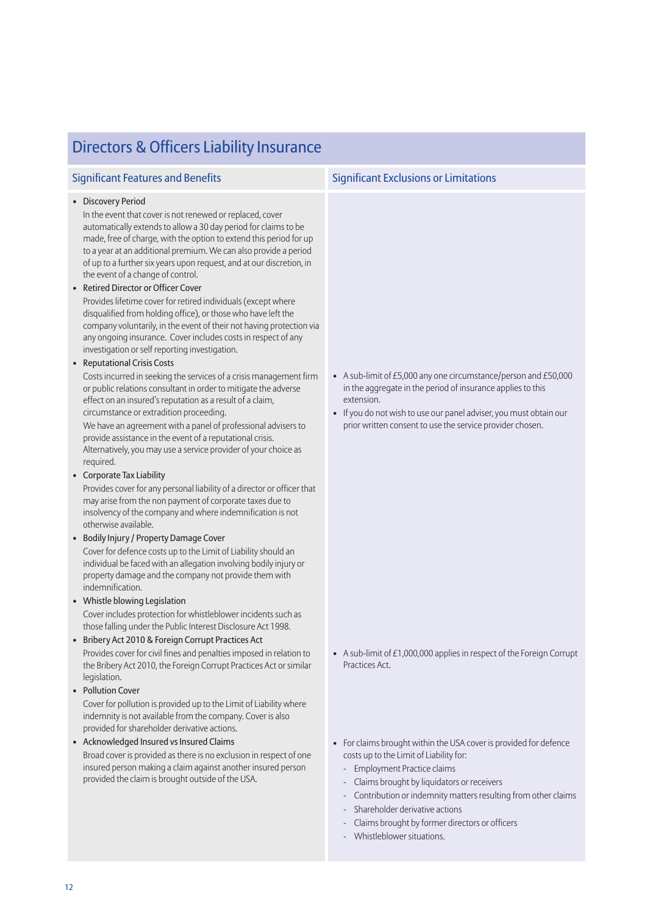# Directors & Officers Liability Insurance

| Significant Features and Benefits | Significant Exclusions or Limitations |
|---|---|
| • **Discovery Period**<br>In the event that cover is not renewed or replaced, cover automatically extends to allow a 30 day period for claims to be made, free of charge, with the option to extend this period for up to a year at an additional premium. We can also provide a period of up to a further six years upon request, and at our discretion, in the event of a change of control. | |
| • **Retired Director or Officer Cover**<br>Provides lifetime cover for retired individuals (except where disqualified from holding office), or those who have left the company voluntarily, in the event of their not having protection via any ongoing insurance. Cover includes costs in respect of any investigation or self reporting investigation. | |
| • **Reputational Crisis Costs**<br>Costs incurred in seeking the services of a crisis management firm or public relations consultant in order to mitigate the adverse effect on an insured's reputation as a result of a claim, circumstance or extradition proceeding.<br>We have an agreement with a panel of professional advisers to provide assistance in the event of a reputational crisis. Alternatively, you may use a service provider of your choice as required. | • A sub-limit of £5,000 any one circumstance/person and £50,000 in the aggregate in the period of insurance applies to this extension.<br>• If you do not wish to use our panel adviser, you must obtain our prior written consent to use the service provider chosen. |
| • **Corporate Tax Liability**<br>Provides cover for any personal liability of a director or officer that may arise from the non payment of corporate taxes due to insolvency of the company and where indemnification is not otherwise available. | |
| • **Bodily Injury / Property Damage Cover**<br>Cover for defence costs up to the Limit of Liability should an individual be faced with an allegation involving bodily injury or property damage and the company not provide them with indemnification. | |
| • **Whistle blowing Legislation**<br>Cover includes protection for whistleblower incidents such as those falling under the Public Interest Disclosure Act 1998. | |
| • **Bribery Act 2010 & Foreign Corrupt Practices Act**<br>Provides cover for civil fines and penalties imposed in relation to the Bribery Act 2010, the Foreign Corrupt Practices Act or similar legislation. | • A sub-limit of £1,000,000 applies in respect of the Foreign Corrupt Practices Act. |
| • **Pollution Cover**<br>Cover for pollution is provided up to the Limit of Liability where indemnity is not available from the company. Cover is also provided for shareholder derivative actions. | |
| • **Acknowledged Insured vs Insured Claims**<br>Broad cover is provided as there is no exclusion in respect of one insured person making a claim against another insured person provided the claim is brought outside of the USA. | • For claims brought within the USA cover is provided for defence costs up to the Limit of Liability for:<br>- Employment Practice claims<br>- Claims brought by liquidators or receivers<br>- Contribution or indemnity matters resulting from other claims<br>- Shareholder derivative actions<br>- Claims brought by former directors or officers<br>- Whistleblower situations. |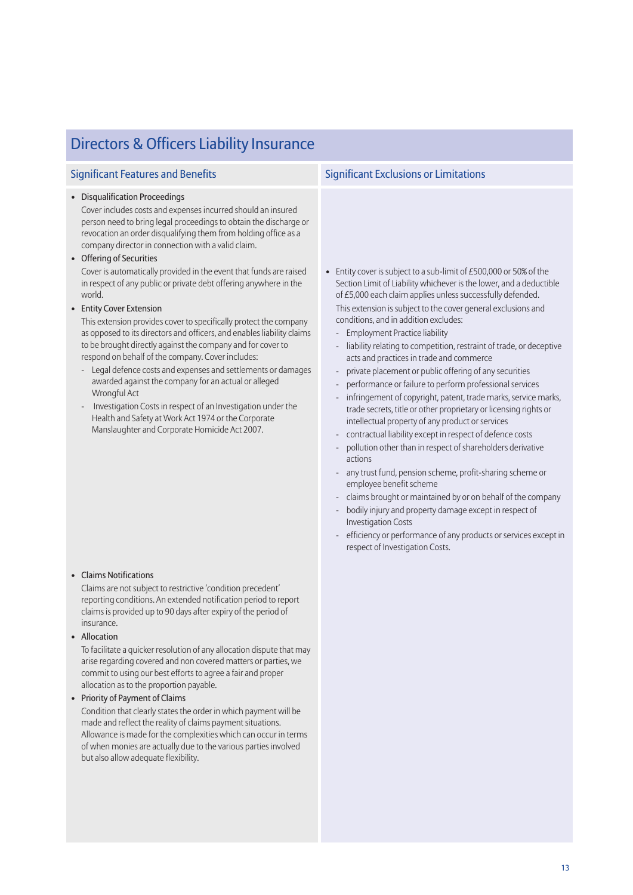# Directors & Officers Liability Insurance

| Significant Features and Benefits | Significant Exclusions or Limitations |
|---|---|
| • **Disqualification Proceedings**<br>Cover includes costs and expenses incurred should an insured person need to bring legal proceedings to obtain the discharge or revocation an order disqualifying them from holding office as a company director in connection with a valid claim.<br>• **Offering of Securities**<br>Cover is automatically provided in the event that funds are raised in respect of any public or private debt offering anywhere in the world.<br>• **Entity Cover Extension**<br>This extension provides cover to specifically protect the company as opposed to its directors and officers, and enables liability claims to be brought directly against the company and for cover to respond on behalf of the company. Cover includes:<br>- Legal defence costs and expenses and settlements or damages awarded against the company for an actual or alleged Wrongful Act<br>- Investigation Costs in respect of an Investigation under the Health and Safety at Work Act 1974 or the Corporate Manslaughter and Corporate Homicide Act 2007. | • Entity cover is subject to a sub-limit of £500,000 or 50% of the Section Limit of Liability whichever is the lower, and a deductible of £5,000 each claim applies unless successfully defended.<br>This extension is subject to the cover general exclusions and conditions, and in addition excludes:<br>- Employment Practice liability<br>- liability relating to competition, restraint of trade, or deceptive acts and practices in trade and commerce<br>- private placement or public offering of any securities<br>- performance or failure to perform professional services<br>- infringement of copyright, patent, trade marks, service marks, trade secrets, title or other proprietary or licensing rights or intellectual property of any product or services<br>- contractual liability except in respect of defence costs<br>- pollution other than in respect of shareholders derivative actions<br>- any trust fund, pension scheme, profit-sharing scheme or employee benefit scheme<br>- claims brought or maintained by or on behalf of the company<br>- bodily injury and property damage except in respect of Investigation Costs<br>- efficiency or performance of any products or services except in respect of Investigation Costs. |
| • **Claims Notifications**<br>Claims are not subject to restrictive 'condition precedent' reporting conditions. An extended notification period to report claims is provided up to 90 days after expiry of the period of insurance.<br>• **Allocation**<br>To facilitate a quicker resolution of any allocation dispute that may arise regarding covered and non covered matters or parties, we commit to using our best efforts to agree a fair and proper allocation as to the proportion payable.<br>• **Priority of Payment of Claims**<br>Condition that clearly states the order in which payment will be made and reflect the reality of claims payment situations. Allowance is made for the complexities which can occur in terms of when monies are actually due to the various parties involved but also allow adequate flexibility. | |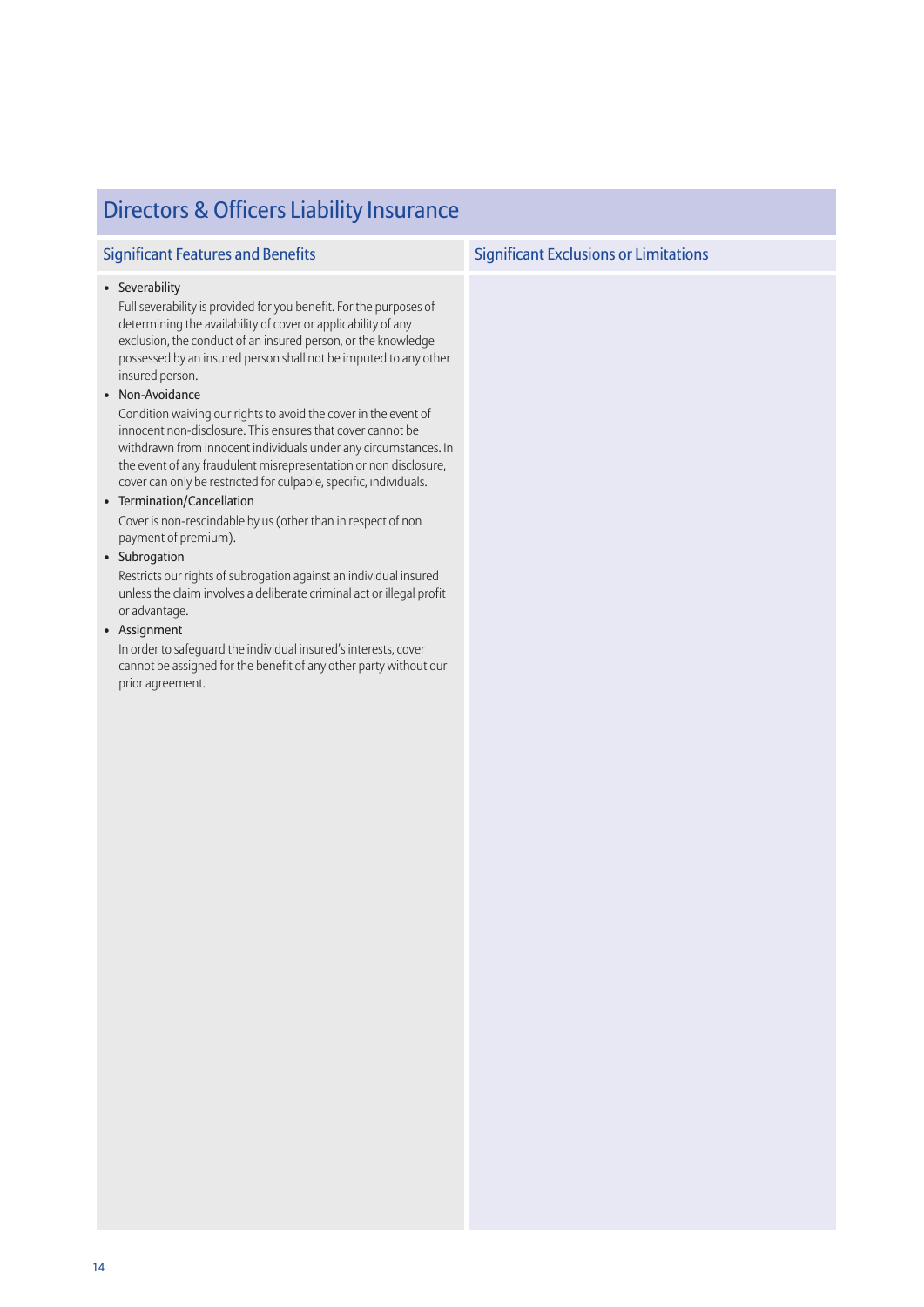## Directors & Officers Liability Insurance

### Significant Features and Benefits

- Severability
  Full severability is provided for you benefit. For the purposes of determining the availability of cover or applicability of any exclusion, the conduct of an insured person, or the knowledge possessed by an insured person shall not be imputed to any other insured person.
- Non-Avoidance
  Condition waiving our rights to avoid the cover in the event of innocent non-disclosure. This ensures that cover cannot be withdrawn from innocent individuals under any circumstances. In the event of any fraudulent misrepresentation or non disclosure, cover can only be restricted for culpable, specific, individuals.
- Termination/Cancellation
  Cover is non-rescindable by us (other than in respect of non payment of premium).
- Subrogation
  Restricts our rights of subrogation against an individual insured unless the claim involves a deliberate criminal act or illegal profit or advantage.
- Assignment
  In order to safeguard the individual insured's interests, cover cannot be assigned for the benefit of any other party without our prior agreement.

### Significant Exclusions or Limitations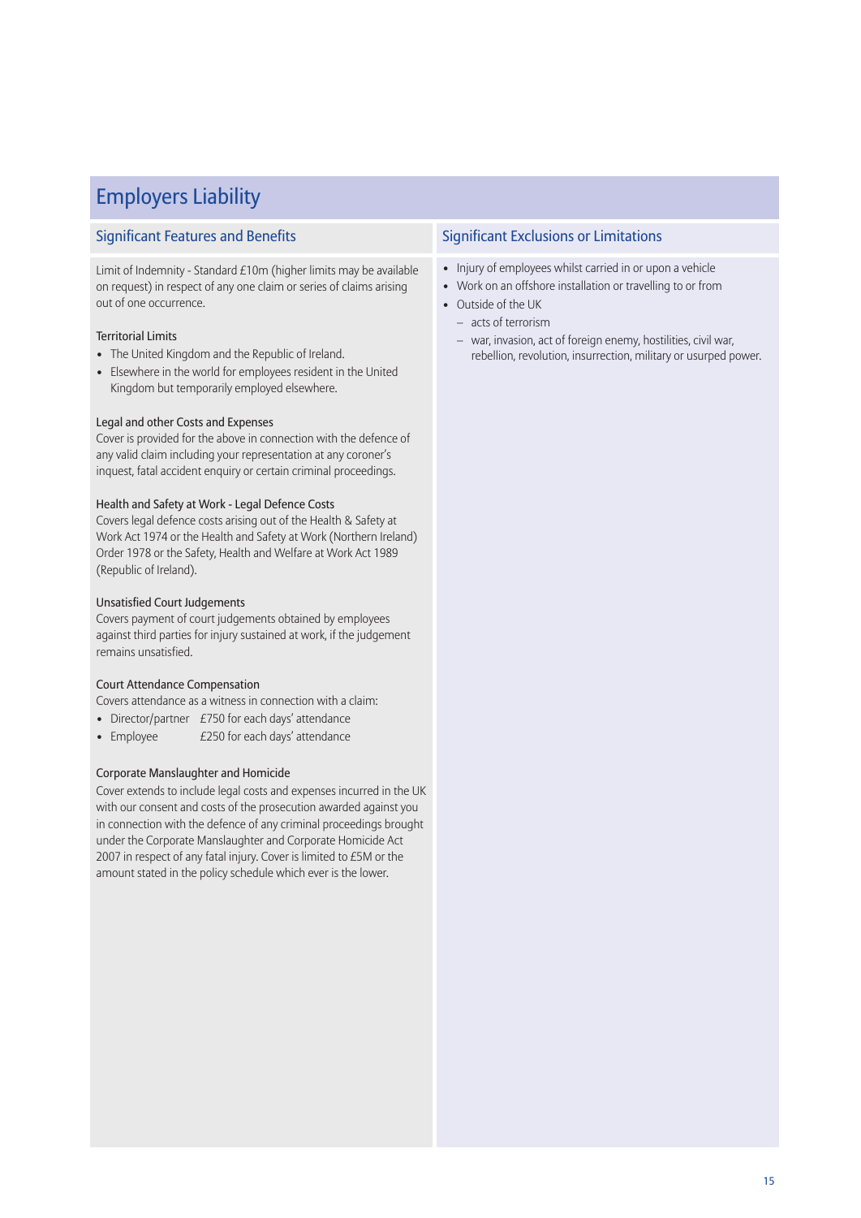# Employers Liability

## Significant Features and Benefits

Limit of Indemnity - Standard £10m (higher limits may be available on request) in respect of any one claim or series of claims arising out of one occurrence.

### Territorial Limits

- The United Kingdom and the Republic of Ireland.
- Elsewhere in the world for employees resident in the United Kingdom but temporarily employed elsewhere.

### Legal and other Costs and Expenses

Cover is provided for the above in connection with the defence of any valid claim including your representation at any coroner's inquest, fatal accident enquiry or certain criminal proceedings.

### Health and Safety at Work - Legal Defence Costs

Covers legal defence costs arising out of the Health & Safety at Work Act 1974 or the Health and Safety at Work (Northern Ireland) Order 1978 or the Safety, Health and Welfare at Work Act 1989 (Republic of Ireland).

### Unsatisfied Court Judgements

Covers payment of court judgements obtained by employees against third parties for injury sustained at work, if the judgement remains unsatisfied.

### Court Attendance Compensation

Covers attendance as a witness in connection with a claim:

- Director/partner £750 for each days' attendance
- Employee £250 for each days' attendance

### Corporate Manslaughter and Homicide

Cover extends to include legal costs and expenses incurred in the UK with our consent and costs of the prosecution awarded against you in connection with the defence of any criminal proceedings brought under the Corporate Manslaughter and Corporate Homicide Act 2007 in respect of any fatal injury. Cover is limited to £5M or the amount stated in the policy schedule which ever is the lower.

## Significant Exclusions or Limitations

- Injury of employees whilst carried in or upon a vehicle
- Work on an offshore installation or travelling to or from
- Outside of the UK
  - acts of terrorism
  - war, invasion, act of foreign enemy, hostilities, civil war, rebellion, revolution, insurrection, military or usurped power.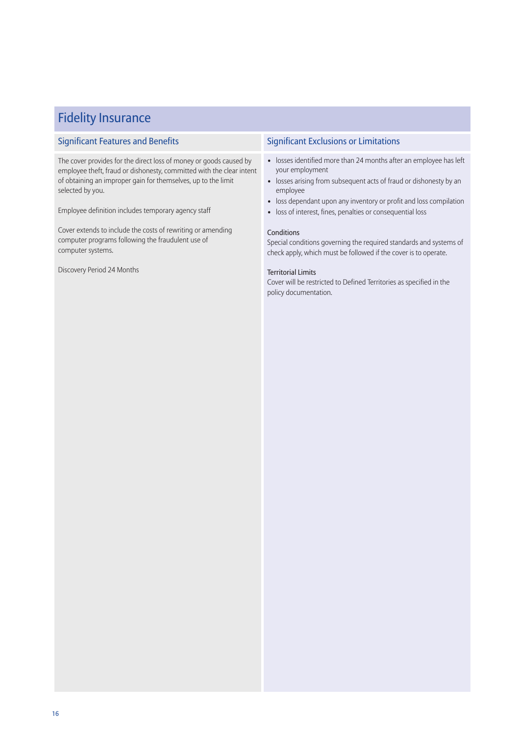# Fidelity Insurance

## Significant Features and Benefits

The cover provides for the direct loss of money or goods caused by employee theft, fraud or dishonesty, committed with the clear intent of obtaining an improper gain for themselves, up to the limit selected by you.

Employee definition includes temporary agency staff

Cover extends to include the costs of rewriting or amending computer programs following the fraudulent use of computer systems.

Discovery Period 24 Months

## Significant Exclusions or Limitations

- losses identified more than 24 months after an employee has left your employment
- losses arising from subsequent acts of fraud or dishonesty by an employee
- loss dependant upon any inventory or profit and loss compilation
- loss of interest, fines, penalties or consequential loss

### Conditions

Special conditions governing the required standards and systems of check apply, which must be followed if the cover is to operate.

### Territorial Limits

Cover will be restricted to Defined Territories as specified in the policy documentation.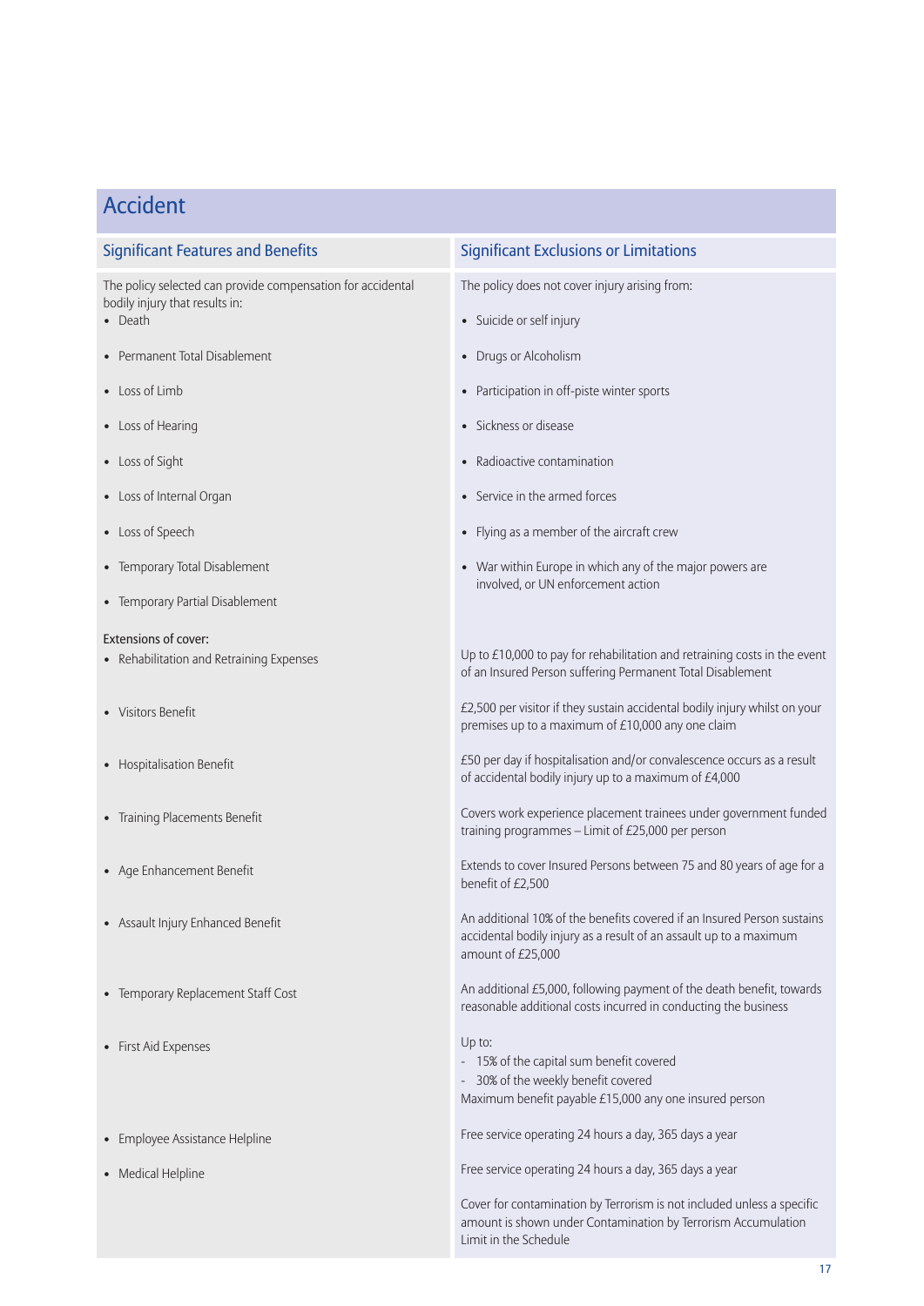# Accident

| Significant Features and Benefits | Significant Exclusions or Limitations |
|---|---|
| The policy selected can provide compensation for accidental bodily injury that results in: | The policy does not cover injury arising from: |
| • Death | • Suicide or self injury |
| • Permanent Total Disablement | • Drugs or Alcoholism |
| • Loss of Limb | • Participation in off-piste winter sports |
| • Loss of Hearing | • Sickness or disease |
| • Loss of Sight | • Radioactive contamination |
| • Loss of Internal Organ | • Service in the armed forces |
| • Loss of Speech | • Flying as a member of the aircraft crew |
| • Temporary Total Disablement | • War within Europe in which any of the major powers are involved, or UN enforcement action |
| • Temporary Partial Disablement | |
| Extensions of cover: | |
| • Rehabilitation and Retraining Expenses | Up to £10,000 to pay for rehabilitation and retraining costs in the event of an Insured Person suffering Permanent Total Disablement |
| • Visitors Benefit | £2,500 per visitor if they sustain accidental bodily injury whilst on your premises up to a maximum of £10,000 any one claim |
| • Hospitalisation Benefit | £50 per day if hospitalisation and/or convalescence occurs as a result of accidental bodily injury up to a maximum of £4,000 |
| • Training Placements Benefit | Covers work experience placement trainees under government funded training programmes – Limit of £25,000 per person |
| • Age Enhancement Benefit | Extends to cover Insured Persons between 75 and 80 years of age for a benefit of £2,500 |
| • Assault Injury Enhanced Benefit | An additional 10% of the benefits covered if an Insured Person sustains accidental bodily injury as a result of an assault up to a maximum amount of £25,000 |
| • Temporary Replacement Staff Cost | An additional £5,000, following payment of the death benefit, towards reasonable additional costs incurred in conducting the business |
| • First Aid Expenses | Up to:<br>- 15% of the capital sum benefit covered<br>- 30% of the weekly benefit covered<br>Maximum benefit payable £15,000 any one insured person |
| • Employee Assistance Helpline | Free service operating 24 hours a day, 365 days a year |
| • Medical Helpline | Free service operating 24 hours a day, 365 days a year |
| | Cover for contamination by Terrorism is not included unless a specific amount is shown under Contamination by Terrorism Accumulation Limit in the Schedule |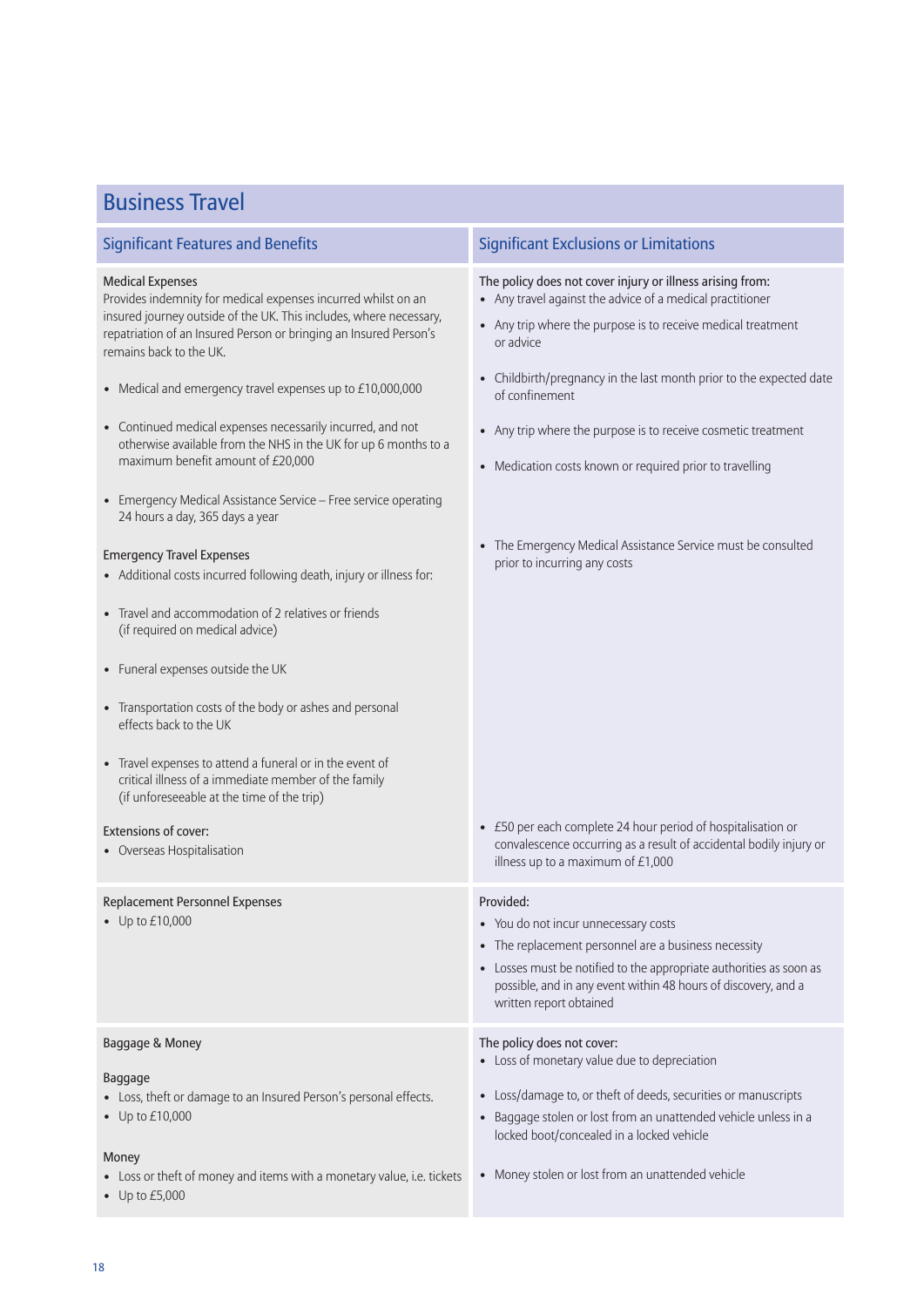## Business Travel

| Significant Features and Benefits | Significant Exclusions or Limitations |
|---|---|
| **Medical Expenses**<br>Provides indemnity for medical expenses incurred whilst on an insured journey outside of the UK. This includes, where necessary, repatriation of an Insured Person or bringing an Insured Person's remains back to the UK.<br>• Medical and emergency travel expenses up to £10,000,000<br>• Continued medical expenses necessarily incurred, and not otherwise available from the NHS in the UK for up 6 months to a maximum benefit amount of £20,000<br>• Emergency Medical Assistance Service – Free service operating 24 hours a day, 365 days a year<br><br>**Emergency Travel Expenses**<br>• Additional costs incurred following death, injury or illness for:<br>• Travel and accommodation of 2 relatives or friends (if required on medical advice)<br>• Funeral expenses outside the UK<br>• Transportation costs of the body or ashes and personal effects back to the UK<br>• Travel expenses to attend a funeral or in the event of critical illness of a immediate member of the family (if unforeseeable at the time of the trip)<br><br>**Extensions of cover:**<br>• Overseas Hospitalisation | The policy does not cover injury or illness arising from:<br>• Any travel against the advice of a medical practitioner<br>• Any trip where the purpose is to receive medical treatment or advice<br>• Childbirth/pregnancy in the last month prior to the expected date of confinement<br>• Any trip where the purpose is to receive cosmetic treatment<br>• Medication costs known or required prior to travelling<br><br>• The Emergency Medical Assistance Service must be consulted prior to incurring any costs<br><br>• £50 per each complete 24 hour period of hospitalisation or convalescence occurring as a result of accidental bodily injury or illness up to a maximum of £1,000 |
| **Replacement Personnel Expenses**<br>• Up to £10,000 | Provided:<br>• You do not incur unnecessary costs<br>• The replacement personnel are a business necessity<br>• Losses must be notified to the appropriate authorities as soon as possible, and in any event within 48 hours of discovery, and a written report obtained |
| **Baggage & Money**<br><br>**Baggage**<br>• Loss, theft or damage to an Insured Person's personal effects.<br>• Up to £10,000<br><br>**Money**<br>• Loss or theft of money and items with a monetary value, i.e. tickets<br>• Up to £5,000 | The policy does not cover:<br>• Loss of monetary value due to depreciation<br>• Loss/damage to, or theft of deeds, securities or manuscripts<br>• Baggage stolen or lost from an unattended vehicle unless in a locked boot/concealed in a locked vehicle<br>• Money stolen or lost from an unattended vehicle |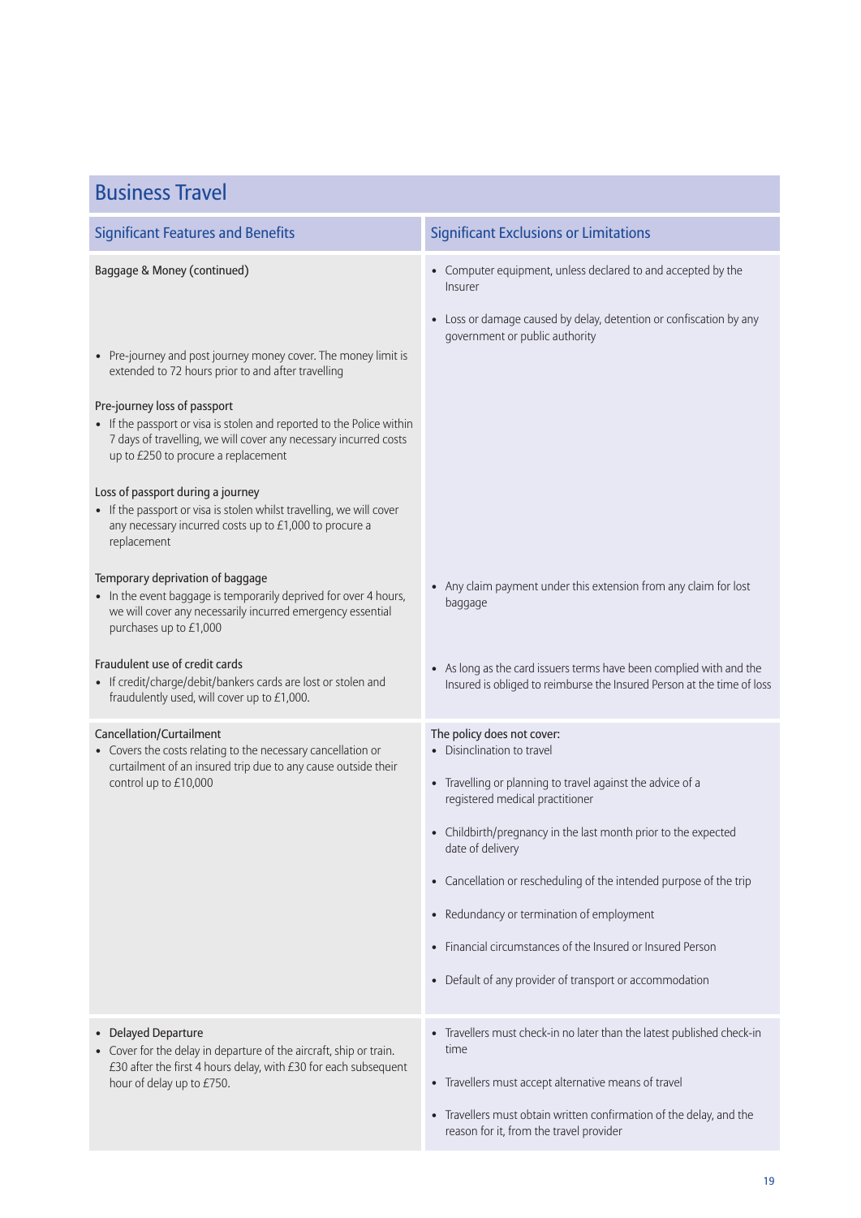## Business Travel

| Significant Features and Benefits | Significant Exclusions or Limitations |
|---|---|
| Baggage & Money (continued) | • Computer equipment, unless declared to and accepted by the Insurer<br><br>• Loss or damage caused by delay, detention or confiscation by any government or public authority |
| • Pre-journey and post journey money cover. The money limit is extended to 72 hours prior to and after travelling | |
| Pre-journey loss of passport<br>• If the passport or visa is stolen and reported to the Police within 7 days of travelling, we will cover any necessary incurred costs up to £250 to procure a replacement | |
| Loss of passport during a journey<br>• If the passport or visa is stolen whilst travelling, we will cover any necessary incurred costs up to £1,000 to procure a replacement | |
| Temporary deprivation of baggage<br>• In the event baggage is temporarily deprived for over 4 hours, we will cover any necessarily incurred emergency essential purchases up to £1,000 | • Any claim payment under this extension from any claim for lost baggage |
| Fraudulent use of credit cards<br>• If credit/charge/debit/bankers cards are lost or stolen and fraudulently used, will cover up to £1,000. | • As long as the card issuers terms have been complied with and the Insured is obliged to reimburse the Insured Person at the time of loss |
| Cancellation/Curtailment<br>• Covers the costs relating to the necessary cancellation or curtailment of an insured trip due to any cause outside their control up to £10,000 | The policy does not cover:<br>• Disinclination to travel<br><br>• Travelling or planning to travel against the advice of a registered medical practitioner<br><br>• Childbirth/pregnancy in the last month prior to the expected date of delivery<br><br>• Cancellation or rescheduling of the intended purpose of the trip<br><br>• Redundancy or termination of employment<br><br>• Financial circumstances of the Insured or Insured Person<br><br>• Default of any provider of transport or accommodation |
| • Delayed Departure<br>• Cover for the delay in departure of the aircraft, ship or train. £30 after the first 4 hours delay, with £30 for each subsequent hour of delay up to £750. | • Travellers must check-in no later than the latest published check-in time<br><br>• Travellers must accept alternative means of travel<br><br>• Travellers must obtain written confirmation of the delay, and the reason for it, from the travel provider |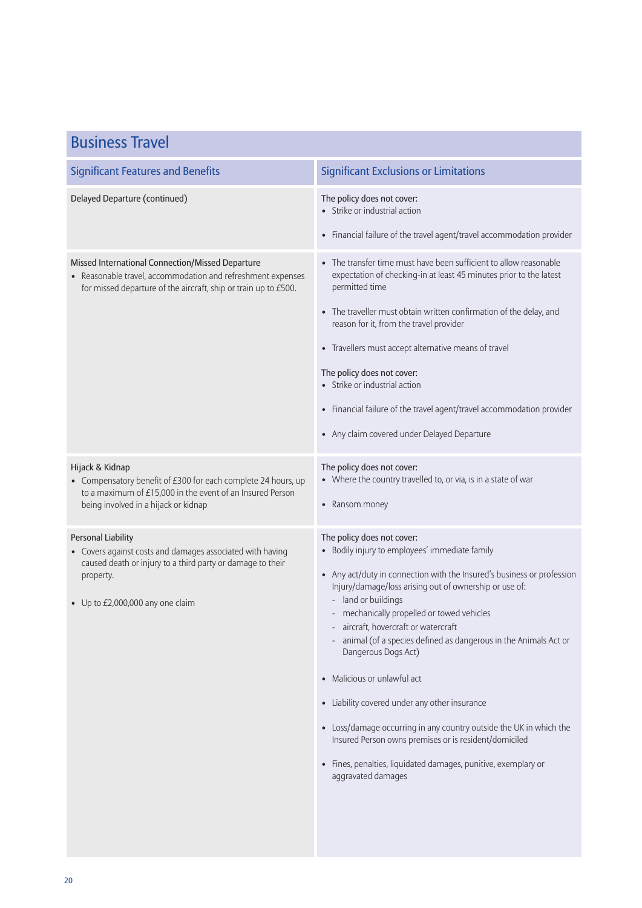## Business Travel

| Significant Features and Benefits | Significant Exclusions or Limitations |
|---|---|
| Delayed Departure (continued) | The policy does not cover:<br>• Strike or industrial action<br>• Financial failure of the travel agent/travel accommodation provider |
| Missed International Connection/Missed Departure<br>• Reasonable travel, accommodation and refreshment expenses for missed departure of the aircraft, ship or train up to £500. | • The transfer time must have been sufficient to allow reasonable expectation of checking-in at least 45 minutes prior to the latest permitted time<br>• The traveller must obtain written confirmation of the delay, and reason for it, from the travel provider<br>• Travellers must accept alternative means of travel<br>The policy does not cover:<br>• Strike or industrial action<br>• Financial failure of the travel agent/travel accommodation provider<br>• Any claim covered under Delayed Departure |
| Hijack & Kidnap<br>• Compensatory benefit of £300 for each complete 24 hours, up to a maximum of £15,000 in the event of an Insured Person being involved in a hijack or kidnap | The policy does not cover:<br>• Where the country travelled to, or via, is in a state of war<br>• Ransom money |
| Personal Liability<br>• Covers against costs and damages associated with having caused death or injury to a third party or damage to their property.<br>• Up to £2,000,000 any one claim | The policy does not cover:<br>• Bodily injury to employees' immediate family<br>• Any act/duty in connection with the Insured's business or profession Injury/damage/loss arising out of ownership or use of:<br>- land or buildings<br>- mechanically propelled or towed vehicles<br>- aircraft, hovercraft or watercraft<br>- animal (of a species defined as dangerous in the Animals Act or Dangerous Dogs Act)<br>• Malicious or unlawful act<br>• Liability covered under any other insurance<br>• Loss/damage occurring in any country outside the UK in which the Insured Person owns premises or is resident/domiciled<br>• Fines, penalties, liquidated damages, punitive, exemplary or aggravated damages |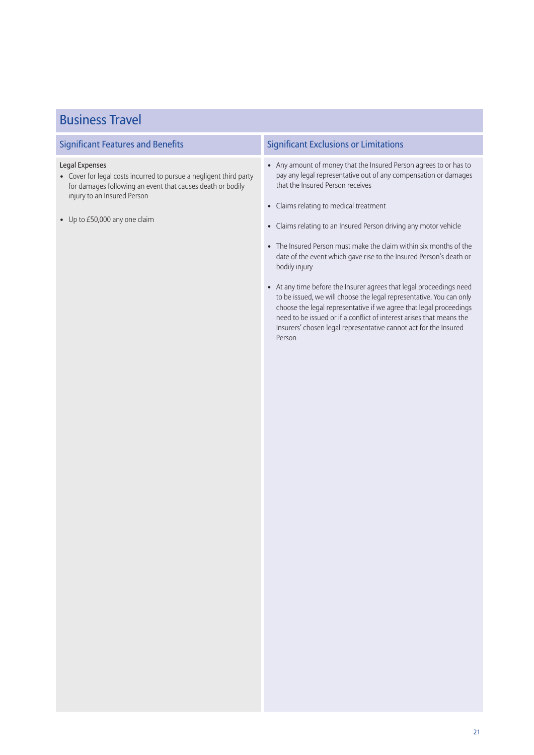# Business Travel

| Significant Features and Benefits | Significant Exclusions or Limitations |
|---|---|
| **Legal Expenses**<br>• Cover for legal costs incurred to pursue a negligent third party for damages following an event that causes death or bodily injury to an Insured Person<br><br>• Up to £50,000 any one claim | • Any amount of money that the Insured Person agrees to or has to pay any legal representative out of any compensation or damages that the Insured Person receives<br><br>• Claims relating to medical treatment<br><br>• Claims relating to an Insured Person driving any motor vehicle<br><br>• The Insured Person must make the claim within six months of the date of the event which gave rise to the Insured Person's death or bodily injury<br><br>• At any time before the Insurer agrees that legal proceedings need to be issued, we will choose the legal representative. You can only choose the legal representative if we agree that legal proceedings need to be issued or if a conflict of interest arises that means the Insurers' chosen legal representative cannot act for the Insured Person |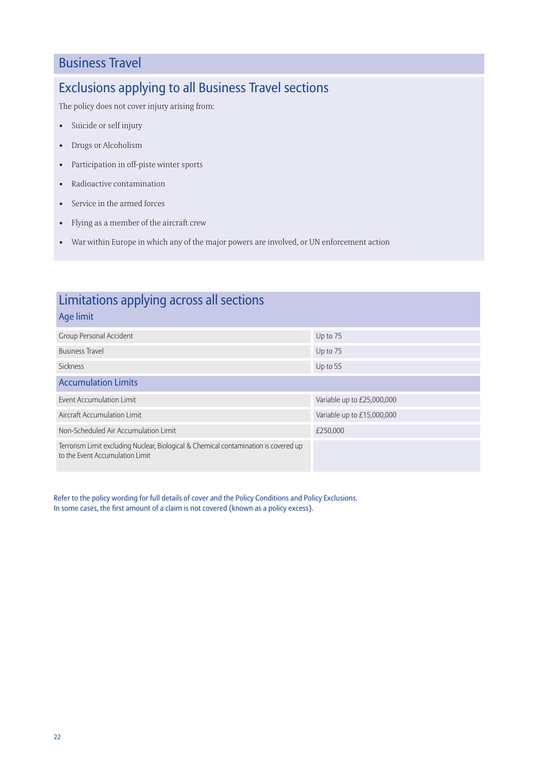# Business Travel

## Exclusions applying to all Business Travel sections

The policy does not cover injury arising from:

- Suicide or self injury
- Drugs or Alcoholism
- Participation in off-piste winter sports
- Radioactive contamination
- Service in the armed forces
- Flying as a member of the aircraft crew
- War within Europe in which any of the major powers are involved, or UN enforcement action

## Limitations applying across all sections

### Age limit

| | |
|---|---|
| Group Personal Accident | Up to 75 |
| Business Travel | Up to 75 |
| Sickness | Up to 55 |

### Accumulation Limits

| | |
|---|---|
| Event Accumulation Limit | Variable up to £25,000,000 |
| Aircraft Accumulation Limit | Variable up to £15,000,000 |
| Non-Scheduled Air Accumulation Limit | £250,000 |
| Terrorism Limit excluding Nuclear, Biological & Chemical contamination is covered up to the Event Accumulation Limit | |

Refer to the policy wording for full details of cover and the Policy Conditions and Policy Exclusions.
In some cases, the first amount of a claim is not covered (known as a policy excess).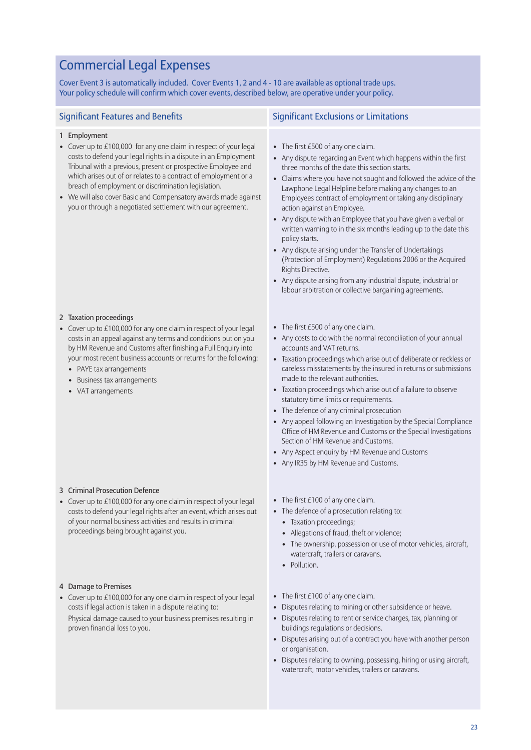# Commercial Legal Expenses

Cover Event 3 is automatically included. Cover Events 1, 2 and 4 - 10 are available as optional trade ups. Your policy schedule will confirm which cover events, described below, are operative under your policy.

| Significant Features and Benefits | Significant Exclusions or Limitations |
|---|---|
| **1 Employment**<br>• Cover up to £100,000 for any one claim in respect of your legal costs to defend your legal rights in a dispute in an Employment Tribunal with a previous, present or prospective Employee and which arises out of or relates to a contract of employment or a breach of employment or discrimination legislation.<br>• We will also cover Basic and Compensatory awards made against you or through a negotiated settlement with our agreement. | • The first £500 of any one claim.<br>• Any dispute regarding an Event which happens within the first three months of the date this section starts.<br>• Claims where you have not sought and followed the advice of the Lawphone Legal Helpline before making any changes to an Employees contract of employment or taking any disciplinary action against an Employee.<br>• Any dispute with an Employee that you have given a verbal or written warning to in the six months leading up to the date this policy starts.<br>• Any dispute arising under the Transfer of Undertakings (Protection of Employment) Regulations 2006 or the Acquired Rights Directive.<br>• Any dispute arising from any industrial dispute, industrial or labour arbitration or collective bargaining agreements. |
| **2 Taxation proceedings**<br>• Cover up to £100,000 for any one claim in respect of your legal costs in an appeal against any terms and conditions put on you by HM Revenue and Customs after finishing a Full Enquiry into your most recent business accounts or returns for the following:<br>&nbsp;&nbsp;• PAYE tax arrangements<br>&nbsp;&nbsp;• Business tax arrangements<br>&nbsp;&nbsp;• VAT arrangements | • The first £500 of any one claim.<br>• Any costs to do with the normal reconciliation of your annual accounts and VAT returns.<br>• Taxation proceedings which arise out of deliberate or reckless or careless misstatements by the insured in returns or submissions made to the relevant authorities.<br>• Taxation proceedings which arise out of a failure to observe statutory time limits or requirements.<br>• The defence of any criminal prosecution<br>• Any appeal following an Investigation by the Special Compliance Office of HM Revenue and Customs or the Special Investigations Section of HM Revenue and Customs.<br>• Any Aspect enquiry by HM Revenue and Customs<br>• Any IR35 by HM Revenue and Customs. |
| **3 Criminal Prosecution Defence**<br>• Cover up to £100,000 for any one claim in respect of your legal costs to defend your legal rights after an event, which arises out of your normal business activities and results in criminal proceedings being brought against you. | • The first £100 of any one claim.<br>• The defence of a prosecution relating to:<br>&nbsp;&nbsp;• Taxation proceedings;<br>&nbsp;&nbsp;• Allegations of fraud, theft or violence;<br>&nbsp;&nbsp;• The ownership, possession or use of motor vehicles, aircraft, watercraft, trailers or caravans.<br>&nbsp;&nbsp;• Pollution. |
| **4 Damage to Premises**<br>• Cover up to £100,000 for any one claim in respect of your legal costs if legal action is taken in a dispute relating to:<br>Physical damage caused to your business premises resulting in proven financial loss to you. | • The first £100 of any one claim.<br>• Disputes relating to mining or other subsidence or heave.<br>• Disputes relating to rent or service charges, tax, planning or buildings regulations or decisions.<br>• Disputes arising out of a contract you have with another person or organisation.<br>• Disputes relating to owning, possessing, hiring or using aircraft, watercraft, motor vehicles, trailers or caravans. |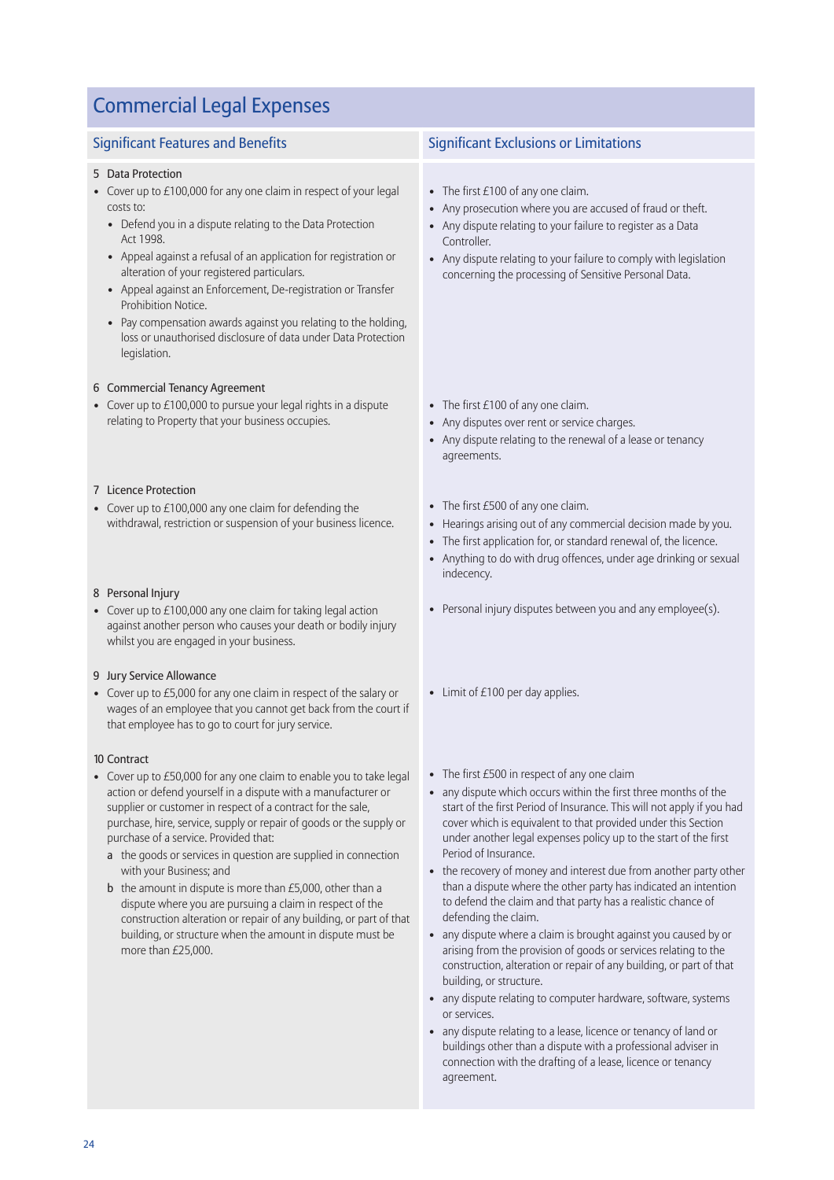# Commercial Legal Expenses

| Significant Features and Benefits | Significant Exclusions or Limitations |
|---|---|
| **5 Data Protection**<br>• Cover up to £100,000 for any one claim in respect of your legal costs to:<br>  • Defend you in a dispute relating to the Data Protection Act 1998.<br>  • Appeal against a refusal of an application for registration or alteration of your registered particulars.<br>  • Appeal against an Enforcement, De-registration or Transfer Prohibition Notice.<br>  • Pay compensation awards against you relating to the holding, loss or unauthorised disclosure of data under Data Protection legislation. | • The first £100 of any one claim.<br>• Any prosecution where you are accused of fraud or theft.<br>• Any dispute relating to your failure to register as a Data Controller.<br>• Any dispute relating to your failure to comply with legislation concerning the processing of Sensitive Personal Data. |
| **6 Commercial Tenancy Agreement**<br>• Cover up to £100,000 to pursue your legal rights in a dispute relating to Property that your business occupies. | • The first £100 of any one claim.<br>• Any disputes over rent or service charges.<br>• Any dispute relating to the renewal of a lease or tenancy agreements. |
| **7 Licence Protection**<br>• Cover up to £100,000 any one claim for defending the withdrawal, restriction or suspension of your business licence. | • The first £500 of any one claim.<br>• Hearings arising out of any commercial decision made by you.<br>• The first application for, or standard renewal of, the licence.<br>• Anything to do with drug offences, under age drinking or sexual indecency. |
| **8 Personal Injury**<br>• Cover up to £100,000 any one claim for taking legal action against another person who causes your death or bodily injury whilst you are engaged in your business. | • Personal injury disputes between you and any employee(s). |
| **9 Jury Service Allowance**<br>• Cover up to £5,000 for any one claim in respect of the salary or wages of an employee that you cannot get back from the court if that employee has to go to court for jury service. | • Limit of £100 per day applies. |
| **10 Contract**<br>• Cover up to £50,000 for any one claim to enable you to take legal action or defend yourself in a dispute with a manufacturer or supplier or customer in respect of a contract for the sale, purchase, hire, service, supply or repair of goods or the supply or purchase of a service. Provided that:<br>  a the goods or services in question are supplied in connection with your Business; and<br>  b the amount in dispute is more than £5,000, other than a dispute where you are pursuing a claim in respect of the construction alteration or repair of any building, or part of that building, or structure when the amount in dispute must be more than £25,000. | • The first £500 in respect of any one claim<br>• any dispute which occurs within the first three months of the start of the first Period of Insurance. This will not apply if you had cover which is equivalent to that provided under this Section under another legal expenses policy up to the start of the first Period of Insurance.<br>• the recovery of money and interest due from another party other than a dispute where the other party has indicated an intention to defend the claim and that party has a realistic chance of defending the claim.<br>• any dispute where a claim is brought against you caused by or arising from the provision of goods or services relating to the construction, alteration or repair of any building, or part of that building, or structure.<br>• any dispute relating to computer hardware, software, systems or services.<br>• any dispute relating to a lease, licence or tenancy of land or buildings other than a dispute with a professional adviser in connection with the drafting of a lease, licence or tenancy agreement. |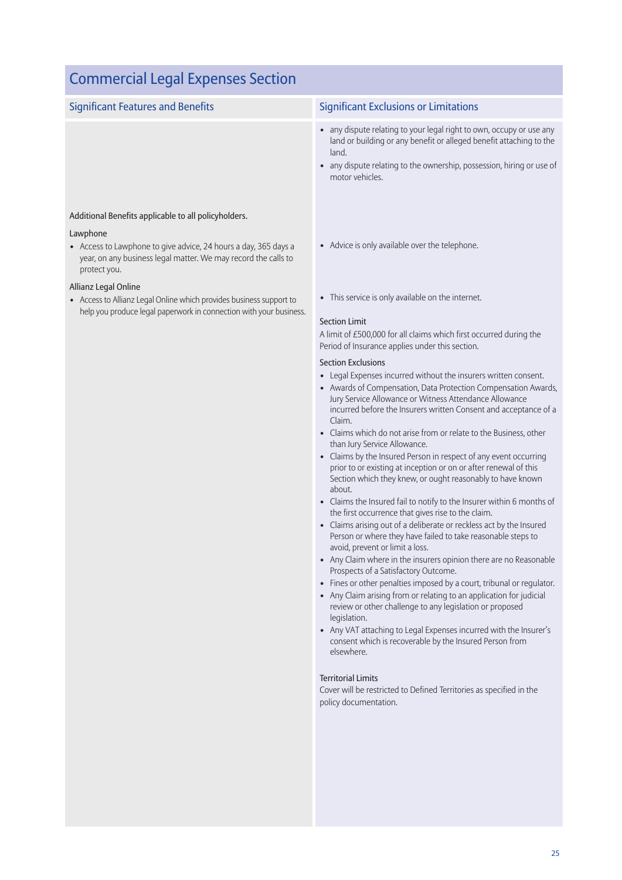## Commercial Legal Expenses Section

| Significant Features and Benefits | Significant Exclusions or Limitations |
|---|---|
| | • any dispute relating to your legal right to own, occupy or use any land or building or any benefit or alleged benefit attaching to the land.<br>• any dispute relating to the ownership, possession, hiring or use of motor vehicles. |
| Additional Benefits applicable to all policyholders. | |
| **Lawphone**<br>• Access to Lawphone to give advice, 24 hours a day, 365 days a year, on any business legal matter. We may record the calls to protect you. | • Advice is only available over the telephone. |
| **Allianz Legal Online**<br>• Access to Allianz Legal Online which provides business support to help you produce legal paperwork in connection with your business. | • This service is only available on the internet. |
| | **Section Limit**<br>A limit of £500,000 for all claims which first occurred during the Period of Insurance applies under this section. |
| | **Section Exclusions**<br>• Legal Expenses incurred without the insurers written consent.<br>• Awards of Compensation, Data Protection Compensation Awards, Jury Service Allowance or Witness Attendance Allowance incurred before the Insurers written Consent and acceptance of a Claim.<br>• Claims which do not arise from or relate to the Business, other than Jury Service Allowance.<br>• Claims by the Insured Person in respect of any event occurring prior to or existing at inception or on or after renewal of this Section which they knew, or ought reasonably to have known about.<br>• Claims the Insured fail to notify to the Insurer within 6 months of the first occurrence that gives rise to the claim.<br>• Claims arising out of a deliberate or reckless act by the Insured Person or where they have failed to take reasonable steps to avoid, prevent or limit a loss.<br>• Any Claim where in the insurers opinion there are no Reasonable Prospects of a Satisfactory Outcome.<br>• Fines or other penalties imposed by a court, tribunal or regulator.<br>• Any Claim arising from or relating to an application for judicial review or other challenge to any legislation or proposed legislation.<br>• Any VAT attaching to Legal Expenses incurred with the Insurer's consent which is recoverable by the Insured Person from elsewhere. |
| | **Territorial Limits**<br>Cover will be restricted to Defined Territories as specified in the policy documentation. |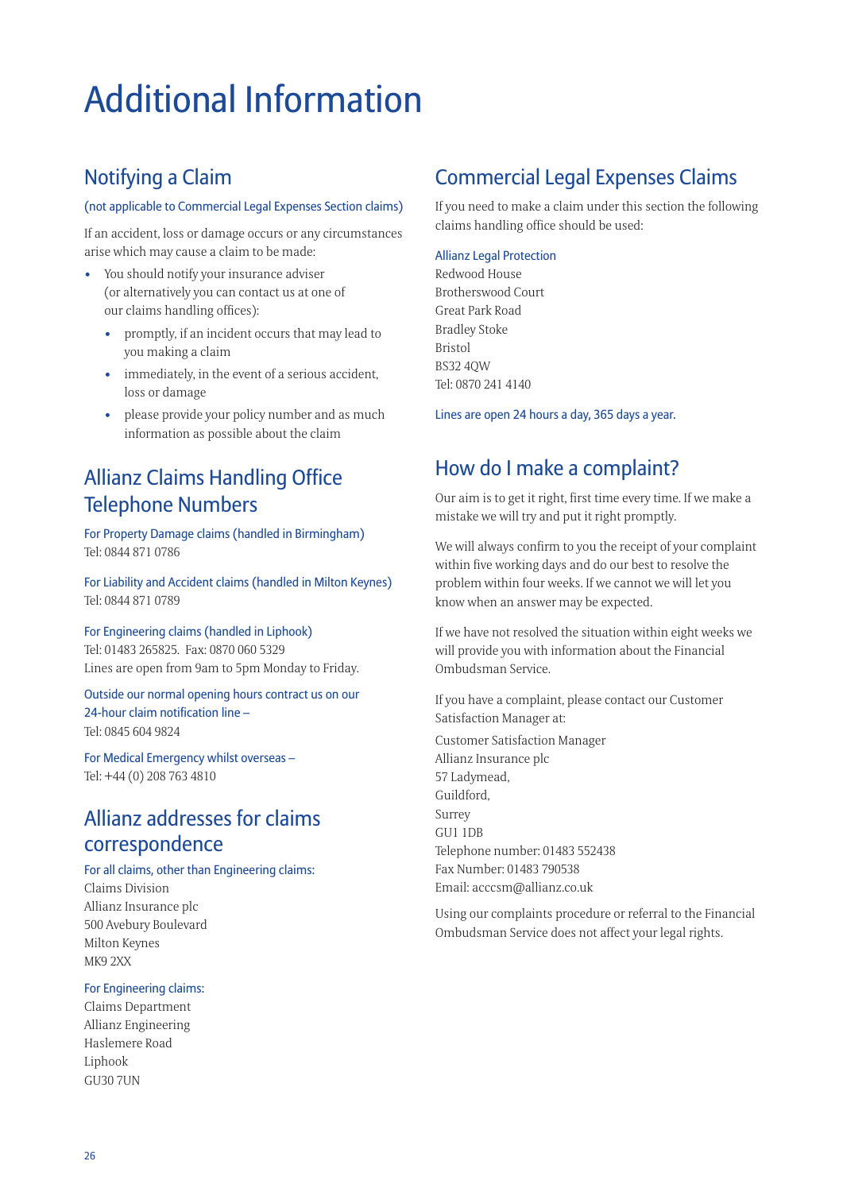# Additional Information

## Notifying a Claim

(not applicable to Commercial Legal Expenses Section claims)

If an accident, loss or damage occurs or any circumstances arise which may cause a claim to be made:

- You should notify your insurance adviser (or alternatively you can contact us at one of our claims handling offices):
  - promptly, if an incident occurs that may lead to you making a claim
  - immediately, in the event of a serious accident, loss or damage
  - please provide your policy number and as much information as possible about the claim

## Allianz Claims Handling Office Telephone Numbers

For Property Damage claims (handled in Birmingham)
Tel: 0844 871 0786

For Liability and Accident claims (handled in Milton Keynes)
Tel: 0844 871 0789

For Engineering claims (handled in Liphook)
Tel: 01483 265825. Fax: 0870 060 5329
Lines are open from 9am to 5pm Monday to Friday.

Outside our normal opening hours contract us on our 24-hour claim notification line –
Tel: 0845 604 9824

For Medical Emergency whilst overseas –
Tel: +44 (0) 208 763 4810

## Allianz addresses for claims correspondence

For all claims, other than Engineering claims:
Claims Division
Allianz Insurance plc
500 Avebury Boulevard
Milton Keynes
MK9 2XX

For Engineering claims:
Claims Department
Allianz Engineering
Haslemere Road
Liphook
GU30 7UN

## Commercial Legal Expenses Claims

If you need to make a claim under this section the following claims handling office should be used:

Allianz Legal Protection
Redwood House
Brotherswood Court
Great Park Road
Bradley Stoke
Bristol
BS32 4QW
Tel: 0870 241 4140

Lines are open 24 hours a day, 365 days a year.

## How do I make a complaint?

Our aim is to get it right, first time every time. If we make a mistake we will try and put it right promptly.

We will always confirm to you the receipt of your complaint within five working days and do our best to resolve the problem within four weeks. If we cannot we will let you know when an answer may be expected.

If we have not resolved the situation within eight weeks we will provide you with information about the Financial Ombudsman Service.

If you have a complaint, please contact our Customer Satisfaction Manager at:

Customer Satisfaction Manager
Allianz Insurance plc
57 Ladymead,
Guildford,
Surrey
GU1 1DB
Telephone number: 01483 552438
Fax Number: 01483 790538
Email: acccsm@allianz.co.uk

Using our complaints procedure or referral to the Financial Ombudsman Service does not affect your legal rights.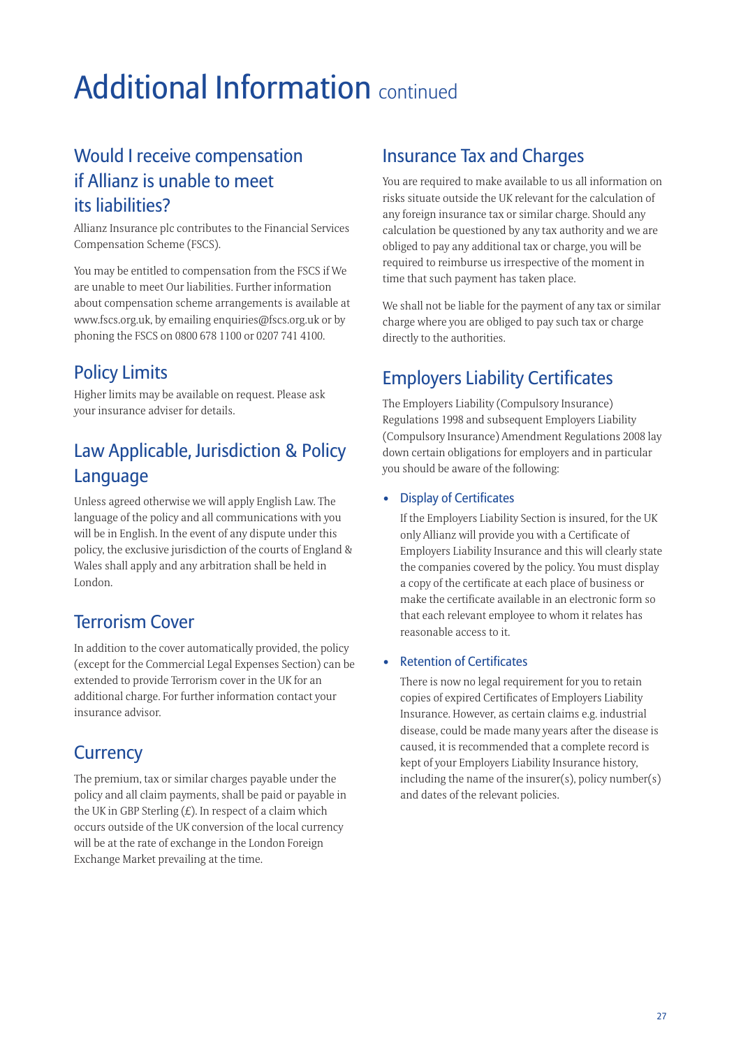# Additional Information continued

## Would I receive compensation if Allianz is unable to meet its liabilities?

Allianz Insurance plc contributes to the Financial Services Compensation Scheme (FSCS).

You may be entitled to compensation from the FSCS if We are unable to meet Our liabilities. Further information about compensation scheme arrangements is available at www.fscs.org.uk, by emailing enquiries@fscs.org.uk or by phoning the FSCS on 0800 678 1100 or 0207 741 4100.

## Policy Limits

Higher limits may be available on request. Please ask your insurance adviser for details.

## Law Applicable, Jurisdiction & Policy Language

Unless agreed otherwise we will apply English Law. The language of the policy and all communications with you will be in English. In the event of any dispute under this policy, the exclusive jurisdiction of the courts of England & Wales shall apply and any arbitration shall be held in London.

## Terrorism Cover

In addition to the cover automatically provided, the policy (except for the Commercial Legal Expenses Section) can be extended to provide Terrorism cover in the UK for an additional charge. For further information contact your insurance advisor.

## Currency

The premium, tax or similar charges payable under the policy and all claim payments, shall be paid or payable in the UK in GBP Sterling (£). In respect of a claim which occurs outside of the UK conversion of the local currency will be at the rate of exchange in the London Foreign Exchange Market prevailing at the time.

## Insurance Tax and Charges

You are required to make available to us all information on risks situate outside the UK relevant for the calculation of any foreign insurance tax or similar charge. Should any calculation be questioned by any tax authority and we are obliged to pay any additional tax or charge, you will be required to reimburse us irrespective of the moment in time that such payment has taken place.

We shall not be liable for the payment of any tax or similar charge where you are obliged to pay such tax or charge directly to the authorities.

## Employers Liability Certificates

The Employers Liability (Compulsory Insurance) Regulations 1998 and subsequent Employers Liability (Compulsory Insurance) Amendment Regulations 2008 lay down certain obligations for employers and in particular you should be aware of the following:

- **Display of Certificates**

  If the Employers Liability Section is insured, for the UK only Allianz will provide you with a Certificate of Employers Liability Insurance and this will clearly state the companies covered by the policy. You must display a copy of the certificate at each place of business or make the certificate available in an electronic form so that each relevant employee to whom it relates has reasonable access to it.

- **Retention of Certificates**

  There is now no legal requirement for you to retain copies of expired Certificates of Employers Liability Insurance. However, as certain claims e.g. industrial disease, could be made many years after the disease is caused, it is recommended that a complete record is kept of your Employers Liability Insurance history, including the name of the insurer(s), policy number(s) and dates of the relevant policies.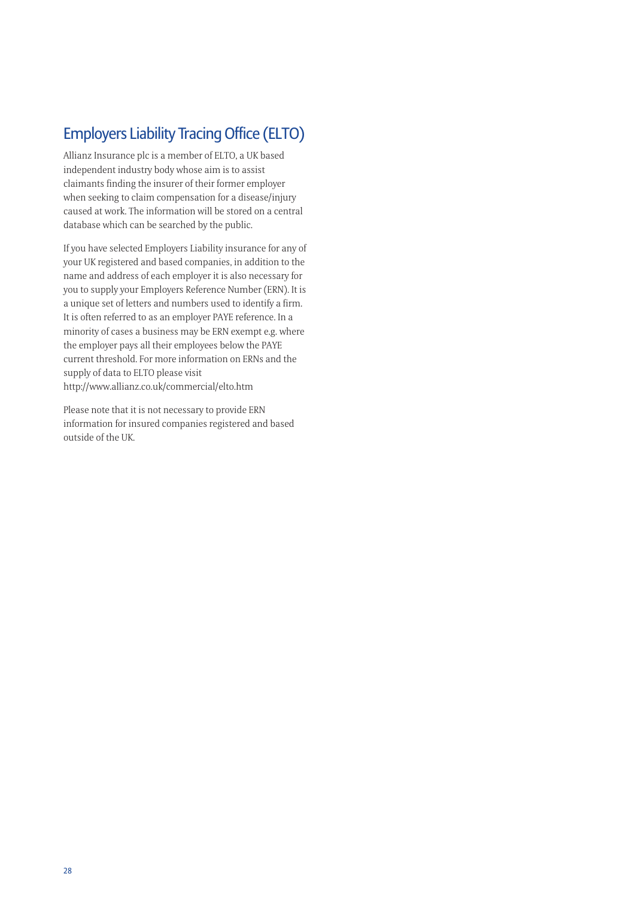## Employers Liability Tracing Office (ELTO)

Allianz Insurance plc is a member of ELTO, a UK based independent industry body whose aim is to assist claimants finding the insurer of their former employer when seeking to claim compensation for a disease/injury caused at work. The information will be stored on a central database which can be searched by the public.

If you have selected Employers Liability insurance for any of your UK registered and based companies, in addition to the name and address of each employer it is also necessary for you to supply your Employers Reference Number (ERN). It is a unique set of letters and numbers used to identify a firm. It is often referred to as an employer PAYE reference. In a minority of cases a business may be ERN exempt e.g. where the employer pays all their employees below the PAYE current threshold. For more information on ERNs and the supply of data to ELTO please visit http://www.allianz.co.uk/commercial/elto.htm

Please note that it is not necessary to provide ERN information for insured companies registered and based outside of the UK.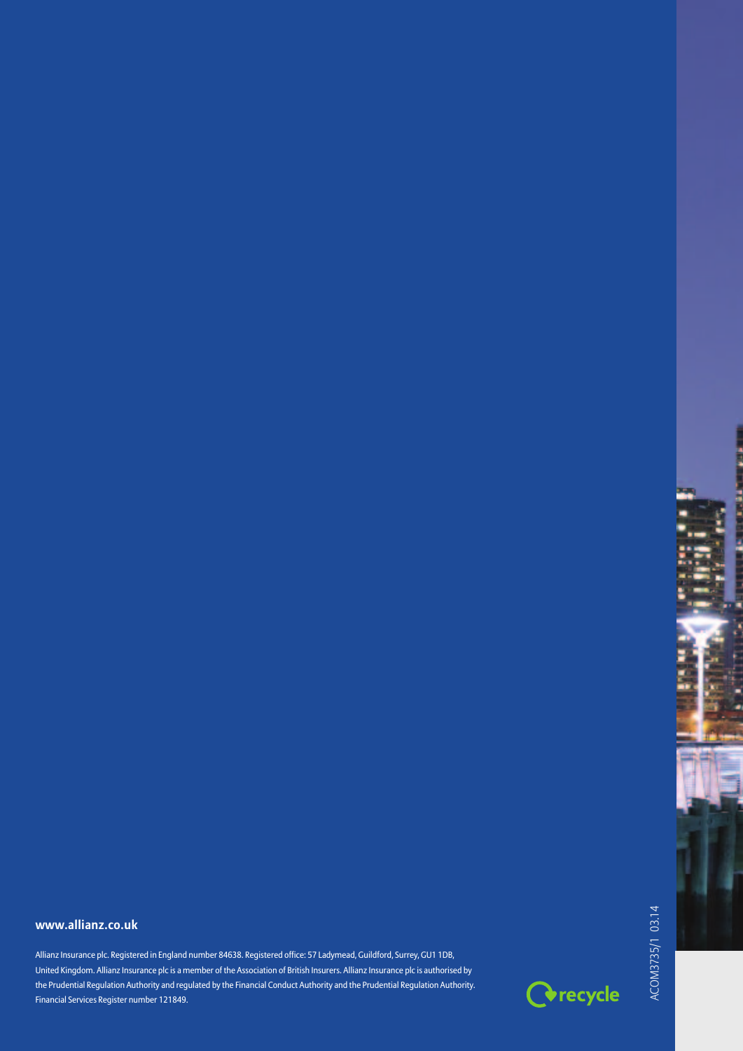**www.allianz.co.uk**

Allianz Insurance plc. Registered in England number 84638. Registered office: 57 Ladymead, Guildford, Surrey, GU1 1DB, United Kingdom. Allianz Insurance plc is a member of the Association of British Insurers. Allianz Insurance plc is authorised by the Prudential Regulation Authority and regulated by the Financial Conduct Authority and the Prudential Regulation Authority. Financial Services Register number 121849.

recycle

ACOM3735/1 03.14